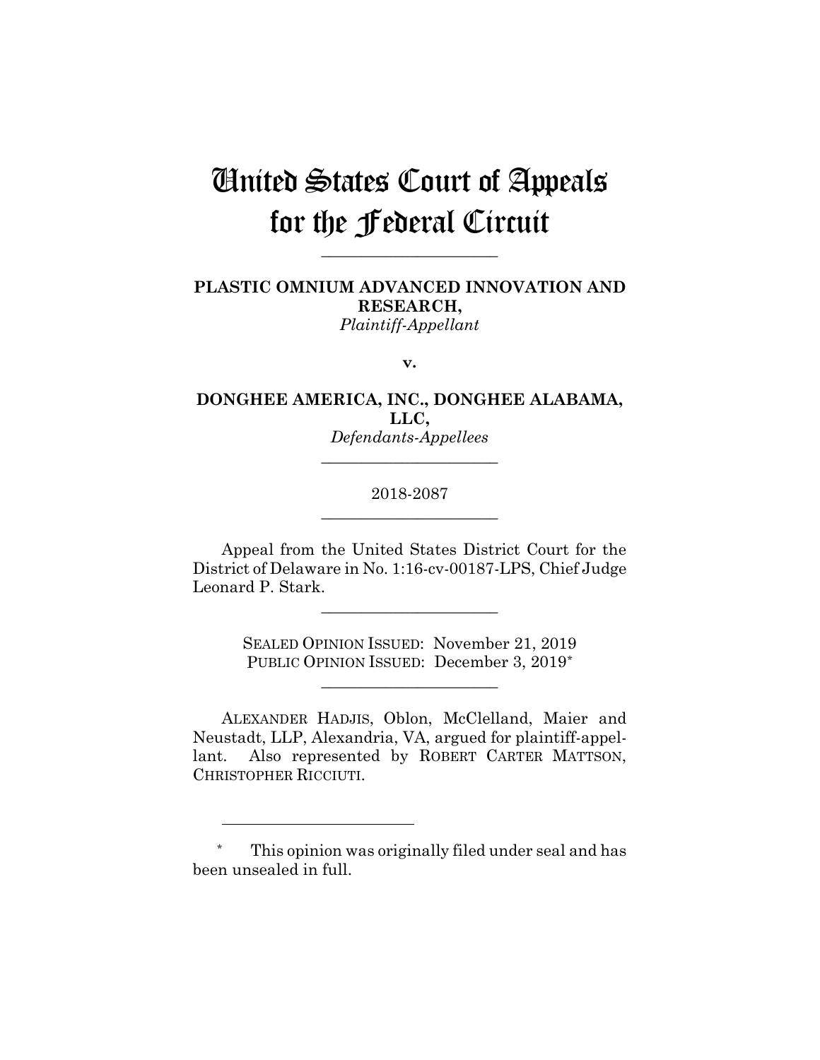# United States Court of Appeals for the Federal Circuit

______________________

**PLASTIC OMNIUM ADVANCED INNOVATION AND RESEARCH,**
*Plaintiff-Appellant*

**v.**

**DONGHEE AMERICA, INC., DONGHEE ALABAMA, LLC,**
*Defendants-Appellees*

______________________

2018-2087

______________________

Appeal from the United States District Court for the District of Delaware in No. 1:16-cv-00187-LPS, Chief Judge Leonard P. Stark.

______________________

SEALED OPINION ISSUED: November 21, 2019
PUBLIC OPINION ISSUED: December 3, 2019*

______________________

ALEXANDER HADJIS, Oblon, McClelland, Maier and Neustadt, LLP, Alexandria, VA, argued for plaintiff-appellant. Also represented by ROBERT CARTER MATTSON, CHRISTOPHER RICCIUTI.

---

\* This opinion was originally filed under seal and has been unsealed in full.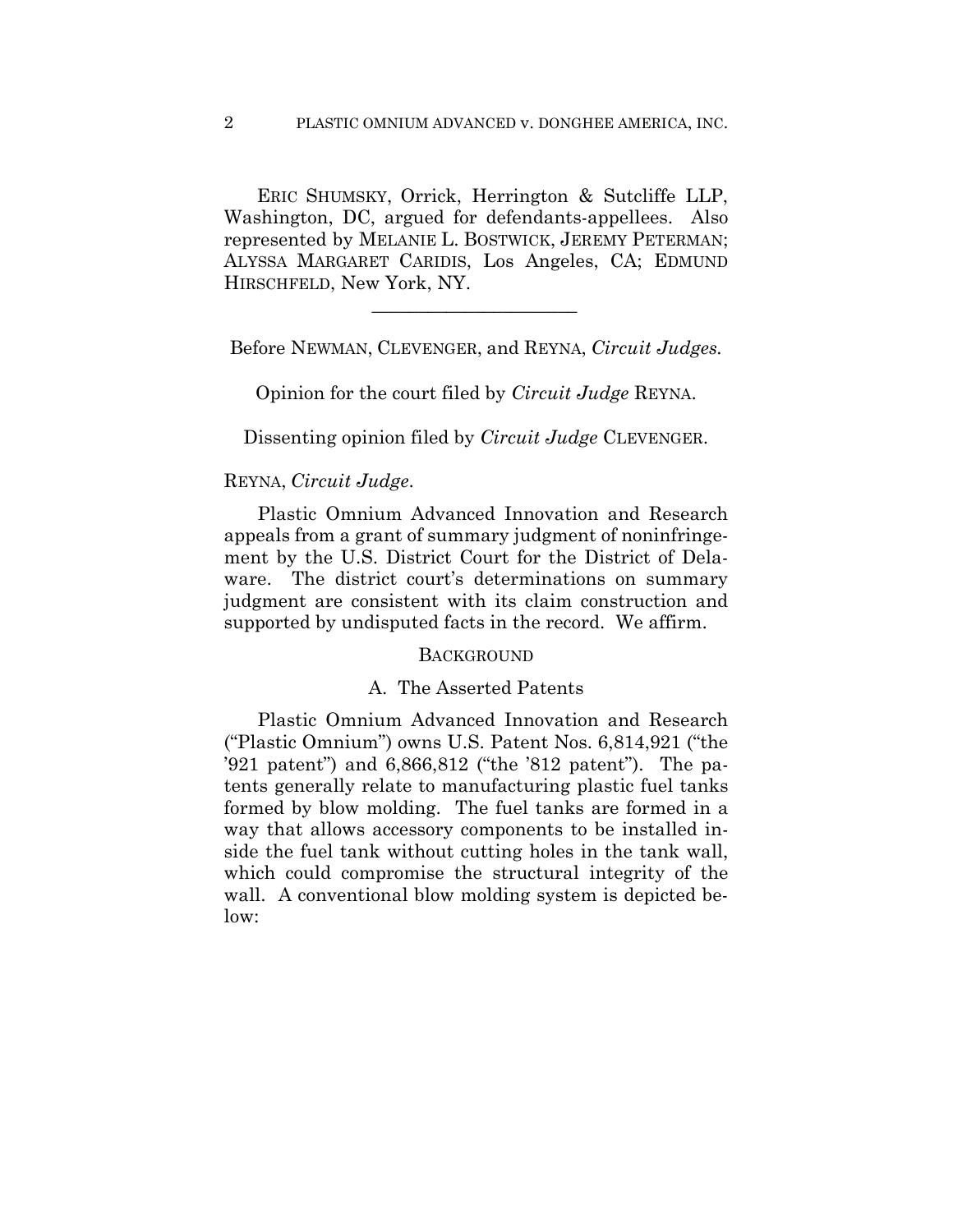ERIC SHUMSKY, Orrick, Herrington & Sutcliffe LLP, Washington, DC, argued for defendants-appellees. Also represented by MELANIE L. BOSTWICK, JEREMY PETERMAN; ALYSSA MARGARET CARIDIS, Los Angeles, CA; EDMUND HIRSCHFELD, New York, NY.

______________________

Before NEWMAN, CLEVENGER, and REYNA, *Circuit Judges*.

Opinion for the court filed by *Circuit Judge* REYNA.

Dissenting opinion filed by *Circuit Judge* CLEVENGER.

REYNA, *Circuit Judge*.

Plastic Omnium Advanced Innovation and Research appeals from a grant of summary judgment of noninfringement by the U.S. District Court for the District of Delaware. The district court's determinations on summary judgment are consistent with its claim construction and supported by undisputed facts in the record. We affirm.

## BACKGROUND

### A. The Asserted Patents

Plastic Omnium Advanced Innovation and Research ("Plastic Omnium") owns U.S. Patent Nos. 6,814,921 ("the '921 patent") and 6,866,812 ("the '812 patent"). The patents generally relate to manufacturing plastic fuel tanks formed by blow molding. The fuel tanks are formed in a way that allows accessory components to be installed inside the fuel tank without cutting holes in the tank wall, which could compromise the structural integrity of the wall. A conventional blow molding system is depicted below: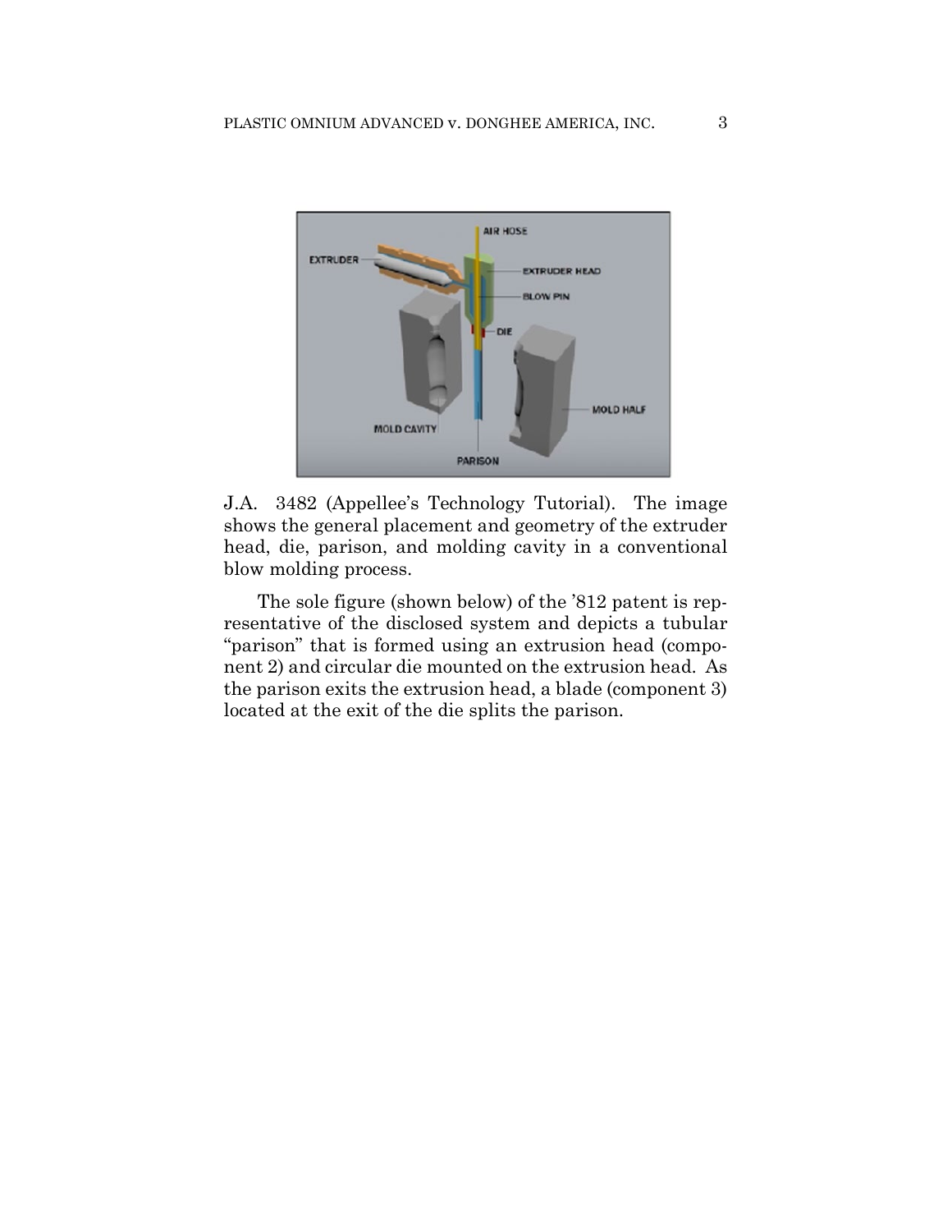J.A. 3482 (Appellee's Technology Tutorial). The image shows the general placement and geometry of the extruder head, die, parison, and molding cavity in a conventional blow molding process.

The sole figure (shown below) of the '812 patent is representative of the disclosed system and depicts a tubular "parison" that is formed using an extrusion head (component 2) and circular die mounted on the extrusion head. As the parison exits the extrusion head, a blade (component 3) located at the exit of the die splits the parison.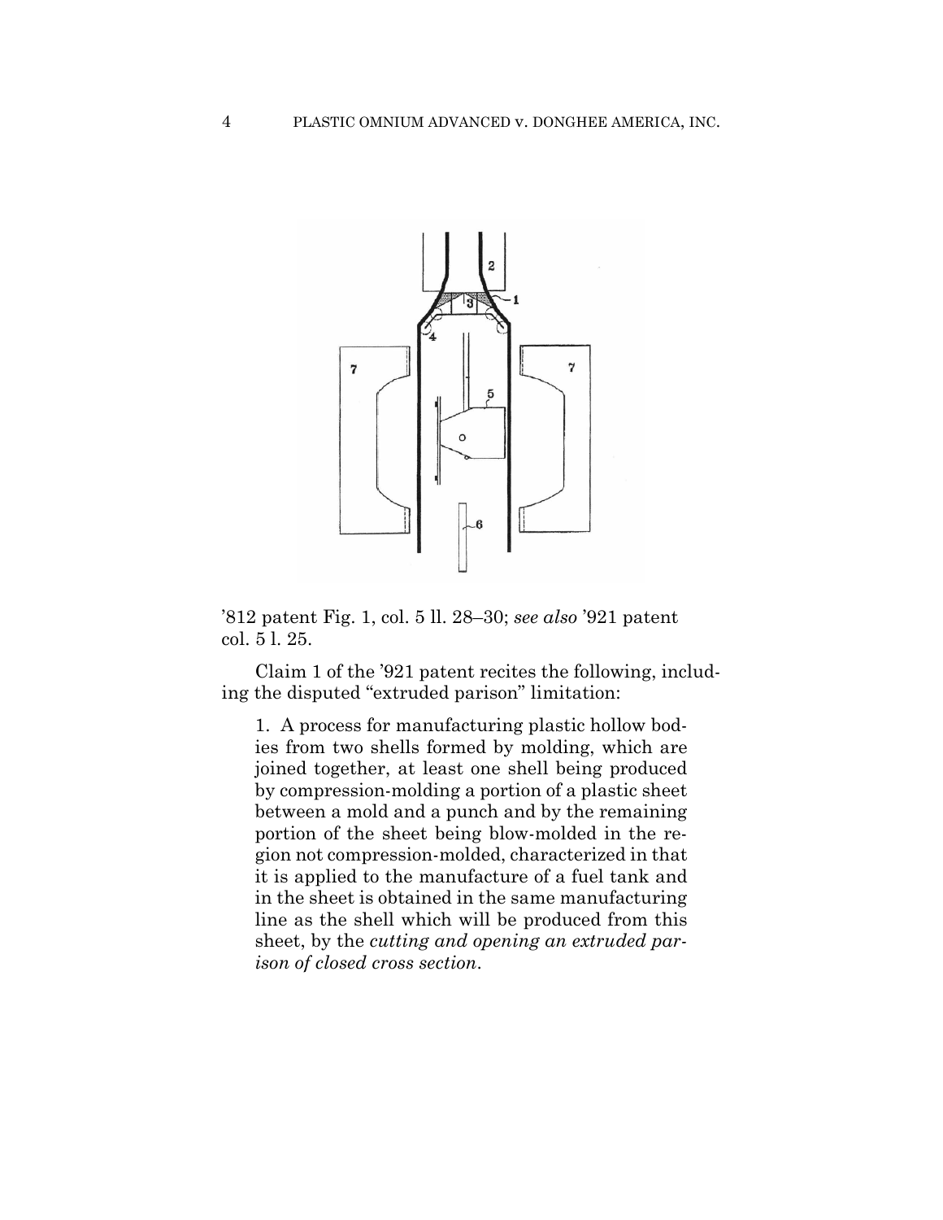’812 patent Fig. 1, col. 5 ll. 28–30; *see also* ’921 patent col. 5 l. 25.

Claim 1 of the ’921 patent recites the following, including the disputed “extruded parison” limitation:

> 1. A process for manufacturing plastic hollow bodies from two shells formed by molding, which are joined together, at least one shell being produced by compression-molding a portion of a plastic sheet between a mold and a punch and by the remaining portion of the sheet being blow-molded in the region not compression-molded, characterized in that it is applied to the manufacture of a fuel tank and in the sheet is obtained in the same manufacturing line as the shell which will be produced from this sheet, by the *cutting and opening an extruded parison of closed cross section*.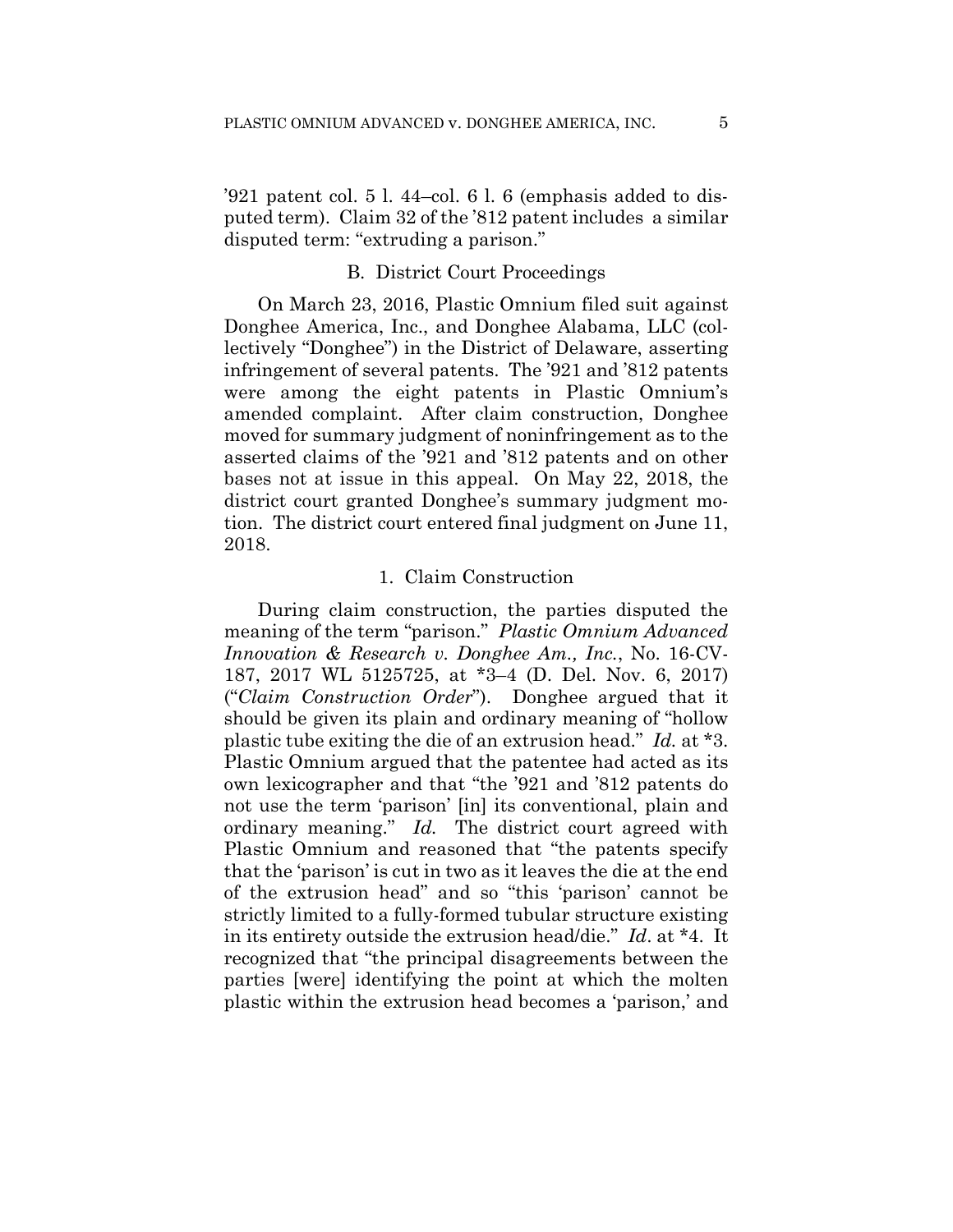'921 patent col. 5 l. 44–col. 6 l. 6 (emphasis added to disputed term). Claim 32 of the '812 patent includes a similar disputed term: "extruding a parison."

### B. District Court Proceedings

On March 23, 2016, Plastic Omnium filed suit against Donghee America, Inc., and Donghee Alabama, LLC (collectively "Donghee") in the District of Delaware, asserting infringement of several patents. The '921 and '812 patents were among the eight patents in Plastic Omnium's amended complaint. After claim construction, Donghee moved for summary judgment of noninfringement as to the asserted claims of the '921 and '812 patents and on other bases not at issue in this appeal. On May 22, 2018, the district court granted Donghee's summary judgment motion. The district court entered final judgment on June 11, 2018.

#### 1. Claim Construction

During claim construction, the parties disputed the meaning of the term "parison." *Plastic Omnium Advanced Innovation & Research v. Donghee Am., Inc.*, No. 16-CV-187, 2017 WL 5125725, at *3–4 (D. Del. Nov. 6, 2017) ("*Claim Construction Order*"). Donghee argued that it should be given its plain and ordinary meaning of "hollow plastic tube exiting the die of an extrusion head." *Id.* at *3. Plastic Omnium argued that the patentee had acted as its own lexicographer and that "the '921 and '812 patents do not use the term 'parison' [in] its conventional, plain and ordinary meaning." *Id.* The district court agreed with Plastic Omnium and reasoned that "the patents specify that the 'parison' is cut in two as it leaves the die at the end of the extrusion head" and so "this 'parison' cannot be strictly limited to a fully-formed tubular structure existing in its entirety outside the extrusion head/die." *Id*. at *4. It recognized that "the principal disagreements between the parties [were] identifying the point at which the molten plastic within the extrusion head becomes a 'parison,' and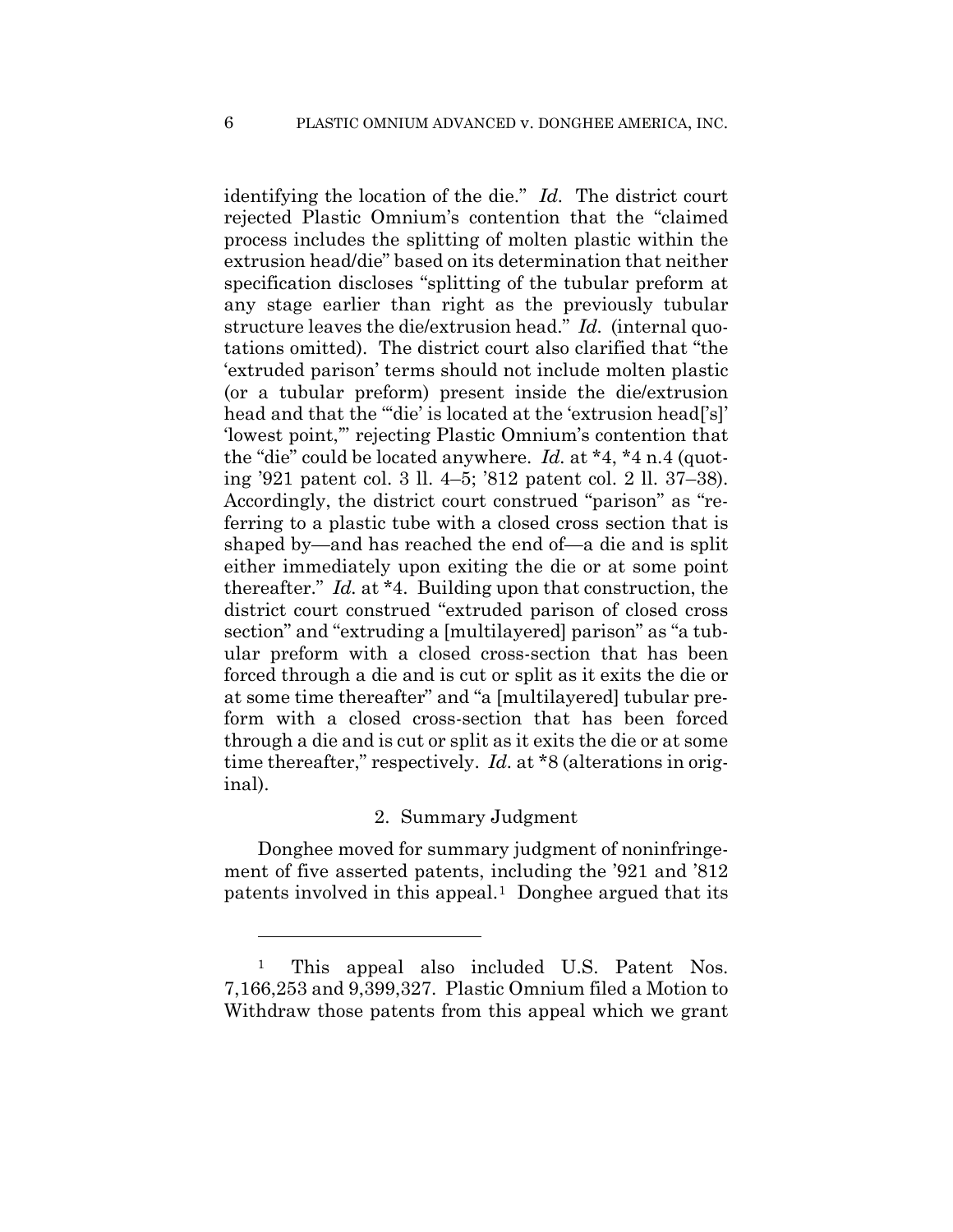identifying the location of the die." *Id.* The district court rejected Plastic Omnium's contention that the "claimed process includes the splitting of molten plastic within the extrusion head/die" based on its determination that neither specification discloses "splitting of the tubular preform at any stage earlier than right as the previously tubular structure leaves the die/extrusion head." *Id.* (internal quotations omitted). The district court also clarified that "the 'extruded parison' terms should not include molten plastic (or a tubular preform) present inside the die/extrusion head and that the "'die' is located at the 'extrusion head['s]' 'lowest point,'" rejecting Plastic Omnium's contention that the "die" could be located anywhere. *Id.* at *4, *4 n.4 (quoting '921 patent col. 3 ll. 4–5; '812 patent col. 2 ll. 37–38). Accordingly, the district court construed "parison" as "referring to a plastic tube with a closed cross section that is shaped by—and has reached the end of—a die and is split either immediately upon exiting the die or at some point thereafter." *Id.* at *4. Building upon that construction, the district court construed "extruded parison of closed cross section" and "extruding a [multilayered] parison" as "a tubular preform with a closed cross-section that has been forced through a die and is cut or split as it exits the die or at some time thereafter" and "a [multilayered] tubular preform with a closed cross-section that has been forced through a die and is cut or split as it exits the die or at some time thereafter," respectively. *Id.* at *8 (alterations in original).

### 2. Summary Judgment

Donghee moved for summary judgment of noninfringement of five asserted patents, including the '921 and '812 patents involved in this appeal.[1] Donghee argued that its

---

[1] This appeal also included U.S. Patent Nos. 7,166,253 and 9,399,327. Plastic Omnium filed a Motion to Withdraw those patents from this appeal which we grant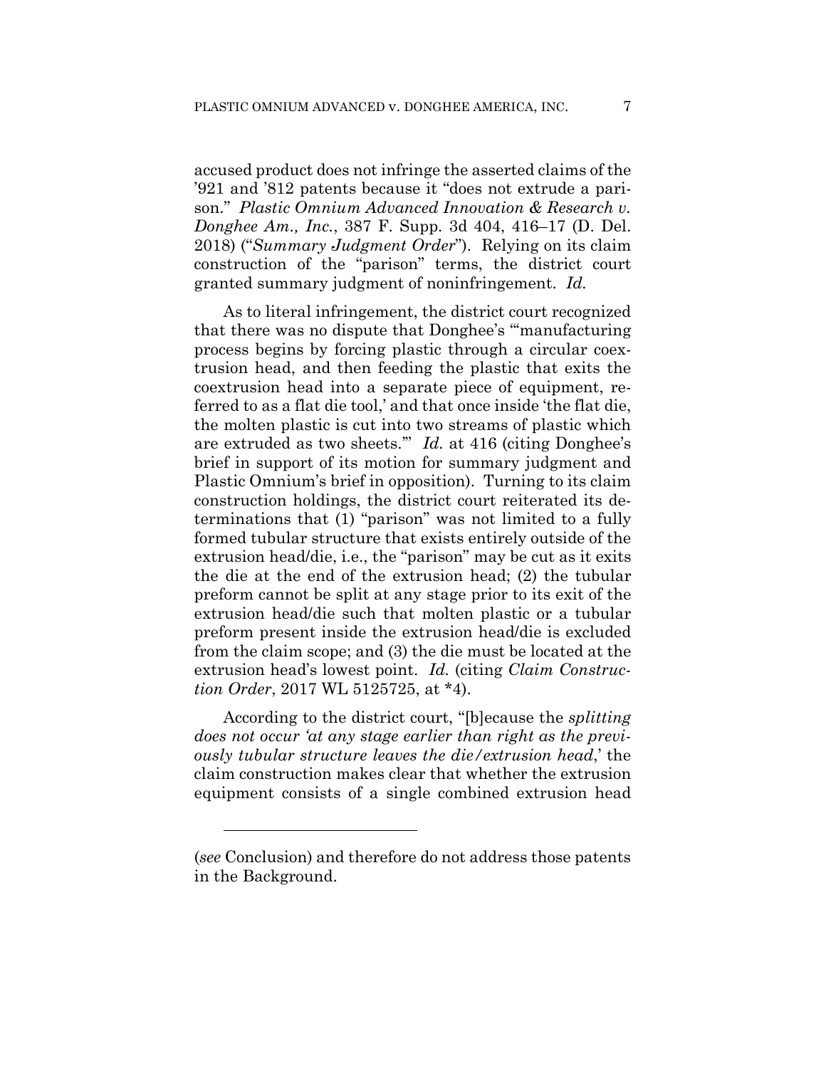accused product does not infringe the asserted claims of the '921 and '812 patents because it "does not extrude a parison." *Plastic Omnium Advanced Innovation & Research v. Donghee Am., Inc.*, 387 F. Supp. 3d 404, 416–17 (D. Del. 2018) ("*Summary Judgment Order*"). Relying on its claim construction of the "parison" terms, the district court granted summary judgment of noninfringement. *Id.*

As to literal infringement, the district court recognized that there was no dispute that Donghee's "'manufacturing process begins by forcing plastic through a circular coextrusion head, and then feeding the plastic that exits the coextrusion head into a separate piece of equipment, referred to as a flat die tool,' and that once inside 'the flat die, the molten plastic is cut into two streams of plastic which are extruded as two sheets.'" *Id.* at 416 (citing Donghee's brief in support of its motion for summary judgment and Plastic Omnium's brief in opposition). Turning to its claim construction holdings, the district court reiterated its determinations that (1) "parison" was not limited to a fully formed tubular structure that exists entirely outside of the extrusion head/die, i.e., the "parison" may be cut as it exits the die at the end of the extrusion head; (2) the tubular preform cannot be split at any stage prior to its exit of the extrusion head/die such that molten plastic or a tubular preform present inside the extrusion head/die is excluded from the claim scope; and (3) the die must be located at the extrusion head's lowest point. *Id.* (citing *Claim Construction Order*, 2017 WL 5125725, at *4).

According to the district court, "[b]ecause the *splitting does not occur 'at any stage earlier than right as the previously tubular structure leaves the die/extrusion head*,' the claim construction makes clear that whether the extrusion equipment consists of a single combined extrusion head

---

(*see* Conclusion) and therefore do not address those patents in the Background.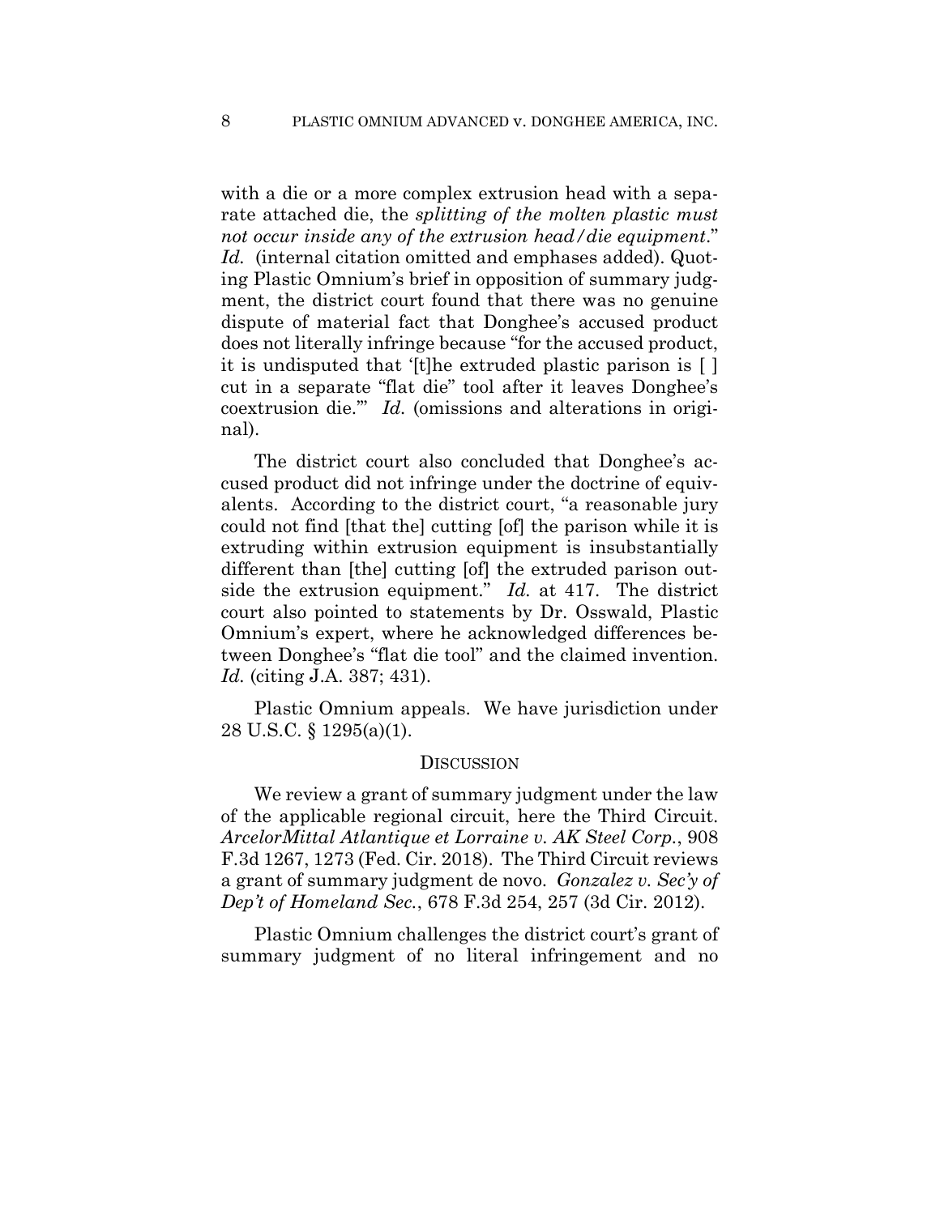with a die or a more complex extrusion head with a separate attached die, the *splitting of the molten plastic must not occur inside any of the extrusion head/die equipment*." *Id.* (internal citation omitted and emphases added). Quoting Plastic Omnium's brief in opposition of summary judgment, the district court found that there was no genuine dispute of material fact that Donghee's accused product does not literally infringe because "for the accused product, it is undisputed that '[t]he extruded plastic parison is [ ] cut in a separate "flat die" tool after it leaves Donghee's coextrusion die.'" *Id.* (omissions and alterations in original).

The district court also concluded that Donghee's accused product did not infringe under the doctrine of equivalents. According to the district court, "a reasonable jury could not find [that the] cutting [of] the parison while it is extruding within extrusion equipment is insubstantially different than [the] cutting [of] the extruded parison outside the extrusion equipment." *Id.* at 417. The district court also pointed to statements by Dr. Osswald, Plastic Omnium's expert, where he acknowledged differences between Donghee's "flat die tool" and the claimed invention. *Id.* (citing J.A. 387; 431).

Plastic Omnium appeals. We have jurisdiction under 28 U.S.C. § 1295(a)(1).

## DISCUSSION

We review a grant of summary judgment under the law of the applicable regional circuit, here the Third Circuit. *ArcelorMittal Atlantique et Lorraine v. AK Steel Corp.*, 908 F.3d 1267, 1273 (Fed. Cir. 2018). The Third Circuit reviews a grant of summary judgment de novo. *Gonzalez v. Sec'y of Dep't of Homeland Sec.*, 678 F.3d 254, 257 (3d Cir. 2012).

Plastic Omnium challenges the district court's grant of summary judgment of no literal infringement and no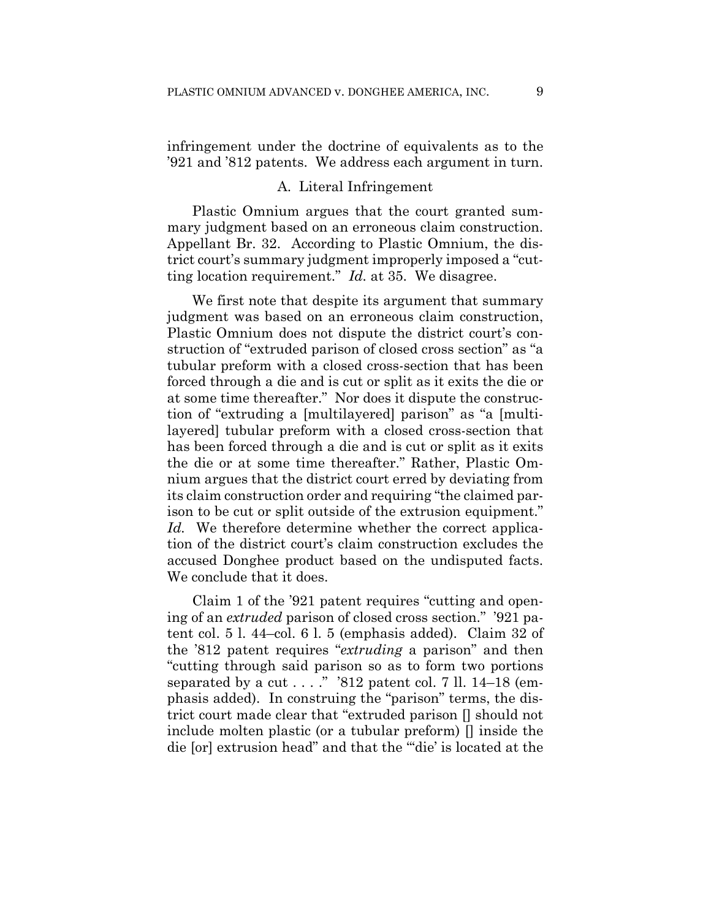infringement under the doctrine of equivalents as to the '921 and '812 patents. We address each argument in turn.

### A. Literal Infringement

Plastic Omnium argues that the court granted summary judgment based on an erroneous claim construction. Appellant Br. 32. According to Plastic Omnium, the district court's summary judgment improperly imposed a "cutting location requirement." *Id.* at 35. We disagree.

We first note that despite its argument that summary judgment was based on an erroneous claim construction, Plastic Omnium does not dispute the district court's construction of "extruded parison of closed cross section" as "a tubular preform with a closed cross-section that has been forced through a die and is cut or split as it exits the die or at some time thereafter." Nor does it dispute the construction of "extruding a [multilayered] parison" as "a [multilayered] tubular preform with a closed cross-section that has been forced through a die and is cut or split as it exits the die or at some time thereafter." Rather, Plastic Omnium argues that the district court erred by deviating from its claim construction order and requiring "the claimed parison to be cut or split outside of the extrusion equipment." *Id.* We therefore determine whether the correct application of the district court's claim construction excludes the accused Donghee product based on the undisputed facts. We conclude that it does.

Claim 1 of the '921 patent requires "cutting and opening of an *extruded* parison of closed cross section." '921 patent col. 5 l. 44–col. 6 l. 5 (emphasis added). Claim 32 of the '812 patent requires "*extruding* a parison" and then "cutting through said parison so as to form two portions separated by a cut . . . ." '812 patent col. 7 ll. 14–18 (emphasis added). In construing the "parison" terms, the district court made clear that "extruded parison [] should not include molten plastic (or a tubular preform) [] inside the die [or] extrusion head" and that the "'die' is located at the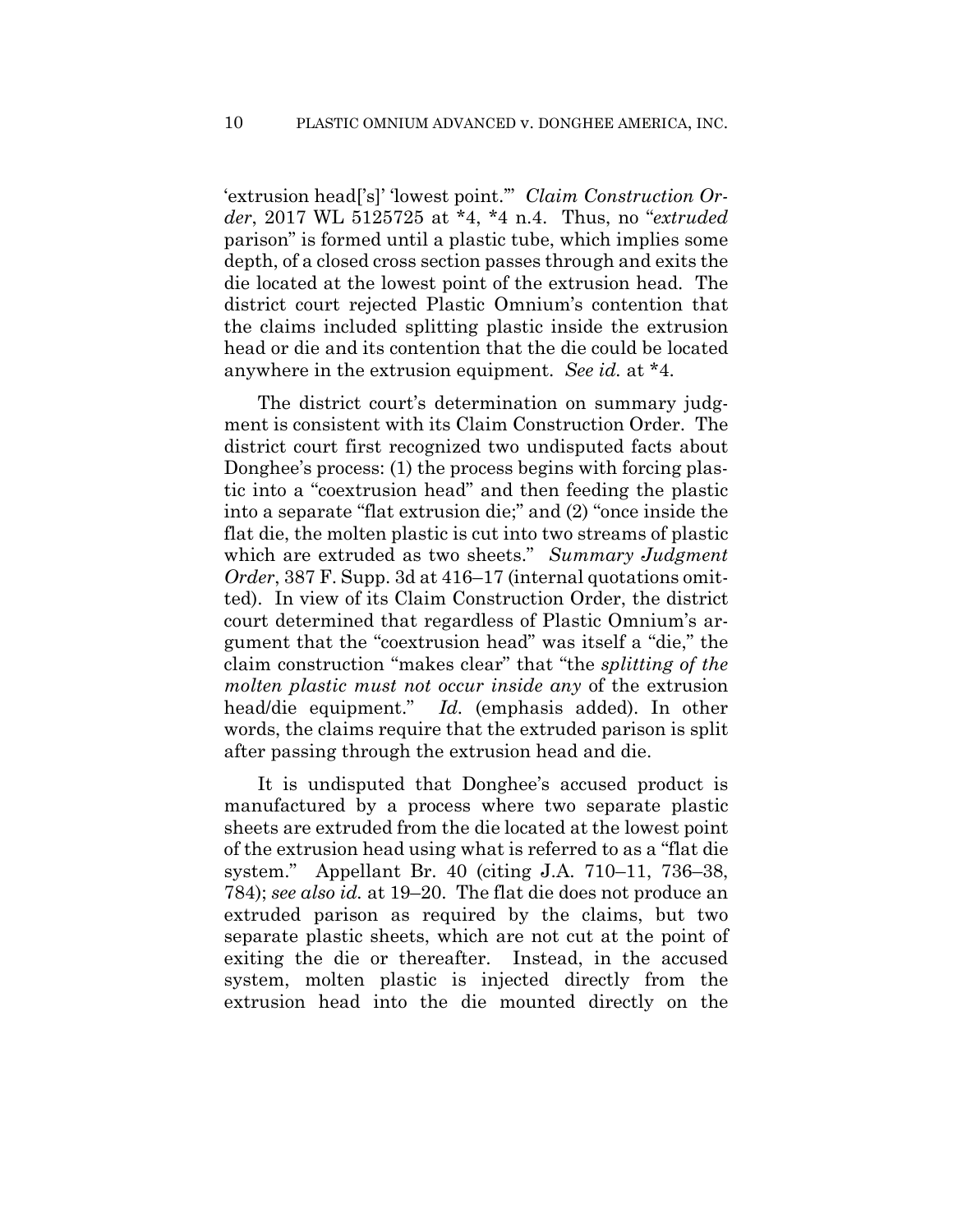'extrusion head['s]' 'lowest point.'" *Claim Construction Order*, 2017 WL 5125725 at *4, *4 n.4. Thus, no "*extruded* parison" is formed until a plastic tube, which implies some depth, of a closed cross section passes through and exits the die located at the lowest point of the extrusion head. The district court rejected Plastic Omnium's contention that the claims included splitting plastic inside the extrusion head or die and its contention that the die could be located anywhere in the extrusion equipment. *See id.* at *4.

The district court's determination on summary judgment is consistent with its Claim Construction Order. The district court first recognized two undisputed facts about Donghee's process: (1) the process begins with forcing plastic into a "coextrusion head" and then feeding the plastic into a separate "flat extrusion die;" and (2) "once inside the flat die, the molten plastic is cut into two streams of plastic which are extruded as two sheets." *Summary Judgment Order*, 387 F. Supp. 3d at 416–17 (internal quotations omitted). In view of its Claim Construction Order, the district court determined that regardless of Plastic Omnium's argument that the "coextrusion head" was itself a "die," the claim construction "makes clear" that "the *splitting of the molten plastic must not occur inside any* of the extrusion head/die equipment." *Id.* (emphasis added). In other words, the claims require that the extruded parison is split after passing through the extrusion head and die.

It is undisputed that Donghee's accused product is manufactured by a process where two separate plastic sheets are extruded from the die located at the lowest point of the extrusion head using what is referred to as a "flat die system." Appellant Br. 40 (citing J.A. 710–11, 736–38, 784); *see also id.* at 19–20. The flat die does not produce an extruded parison as required by the claims, but two separate plastic sheets, which are not cut at the point of exiting the die or thereafter. Instead, in the accused system, molten plastic is injected directly from the extrusion head into the die mounted directly on the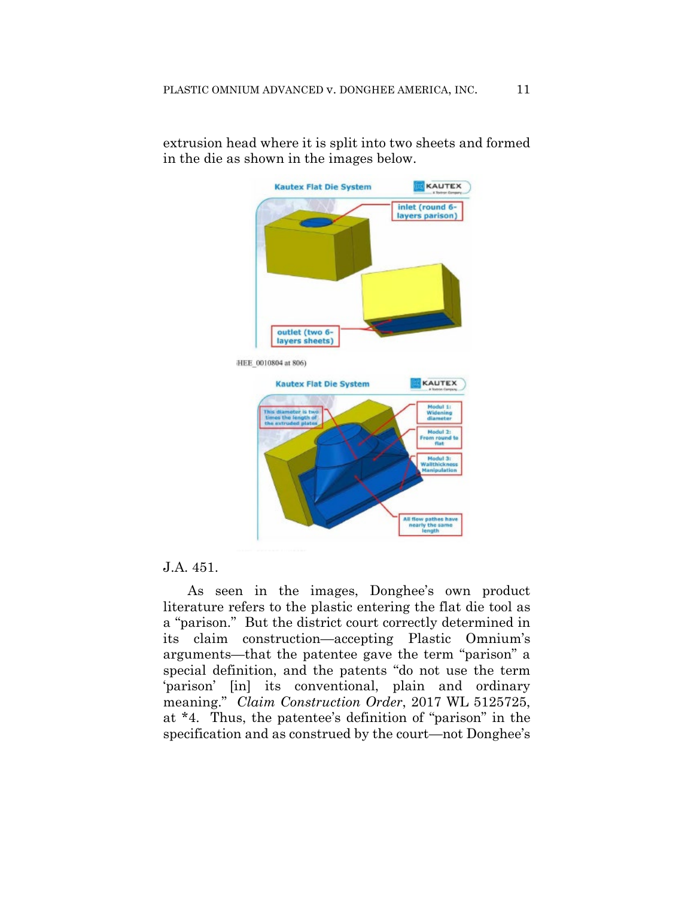extrusion head where it is split into two sheets and formed in the die as shown in the images below.

J.A. 451.

As seen in the images, Donghee's own product literature refers to the plastic entering the flat die tool as a "parison." But the district court correctly determined in its claim construction—accepting Plastic Omnium's arguments—that the patentee gave the term "parison" a special definition, and the patents "do not use the term 'parison' [in] its conventional, plain and ordinary meaning." *Claim Construction Order*, 2017 WL 5125725, at *4. Thus, the patentee's definition of "parison" in the specification and as construed by the court—not Donghee's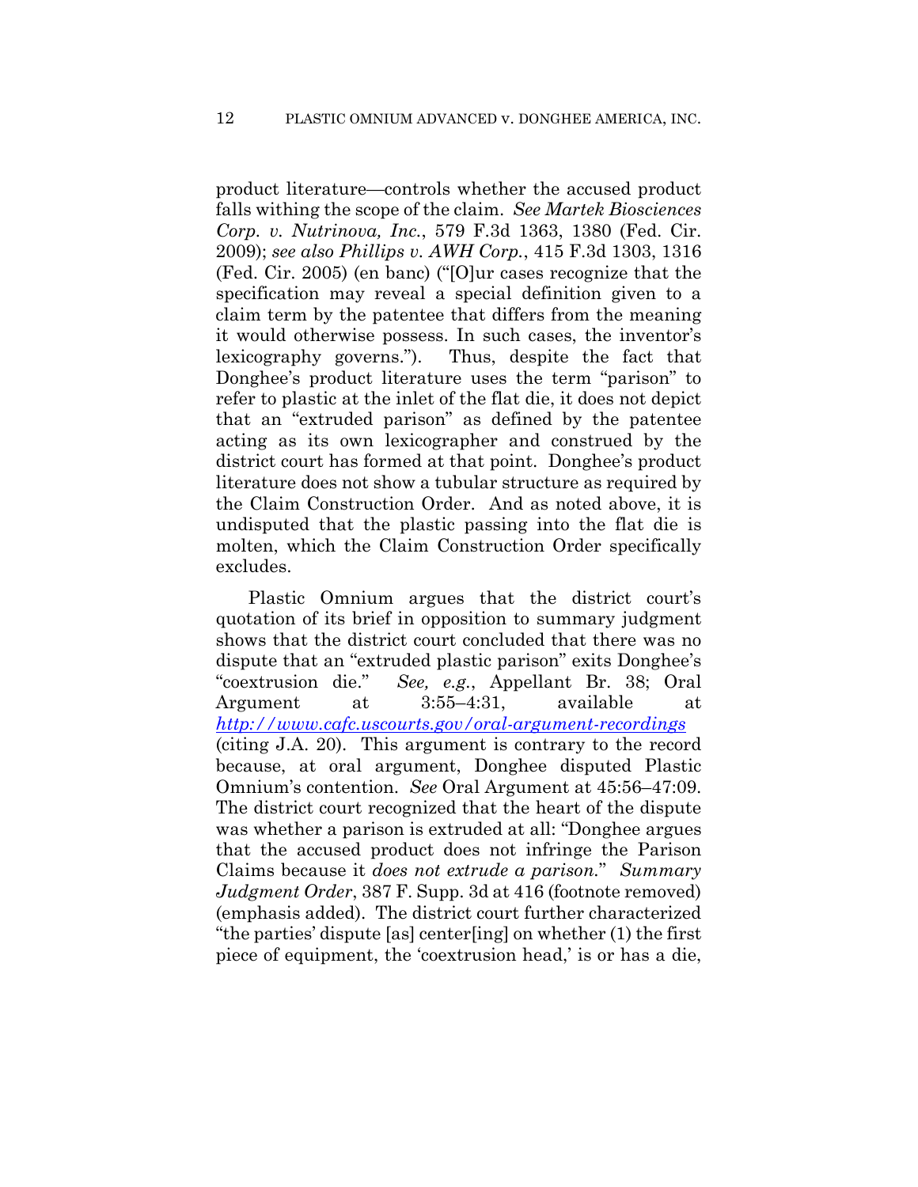product literature—controls whether the accused product falls withing the scope of the claim. *See Martek Biosciences Corp. v. Nutrinova, Inc.*, 579 F.3d 1363, 1380 (Fed. Cir. 2009); *see also Phillips v. AWH Corp.*, 415 F.3d 1303, 1316 (Fed. Cir. 2005) (en banc) ("[O]ur cases recognize that the specification may reveal a special definition given to a claim term by the patentee that differs from the meaning it would otherwise possess. In such cases, the inventor's lexicography governs."). Thus, despite the fact that Donghee's product literature uses the term "parison" to refer to plastic at the inlet of the flat die, it does not depict that an "extruded parison" as defined by the patentee acting as its own lexicographer and construed by the district court has formed at that point. Donghee's product literature does not show a tubular structure as required by the Claim Construction Order. And as noted above, it is undisputed that the plastic passing into the flat die is molten, which the Claim Construction Order specifically excludes.

Plastic Omnium argues that the district court's quotation of its brief in opposition to summary judgment shows that the district court concluded that there was no dispute that an "extruded plastic parison" exits Donghee's "coextrusion die." *See, e.g.*, Appellant Br. 38; Oral Argument at 3:55–4:31, available at *http://www.cafc.uscourts.gov/oral-argument-recordings* (citing J.A. 20). This argument is contrary to the record because, at oral argument, Donghee disputed Plastic Omnium's contention. *See* Oral Argument at 45:56–47:09. The district court recognized that the heart of the dispute was whether a parison is extruded at all: "Donghee argues that the accused product does not infringe the Parison Claims because it *does not extrude a parison.*" *Summary Judgment Order*, 387 F. Supp. 3d at 416 (footnote removed) (emphasis added). The district court further characterized "the parties' dispute [as] center[ing] on whether (1) the first piece of equipment, the 'coextrusion head,' is or has a die,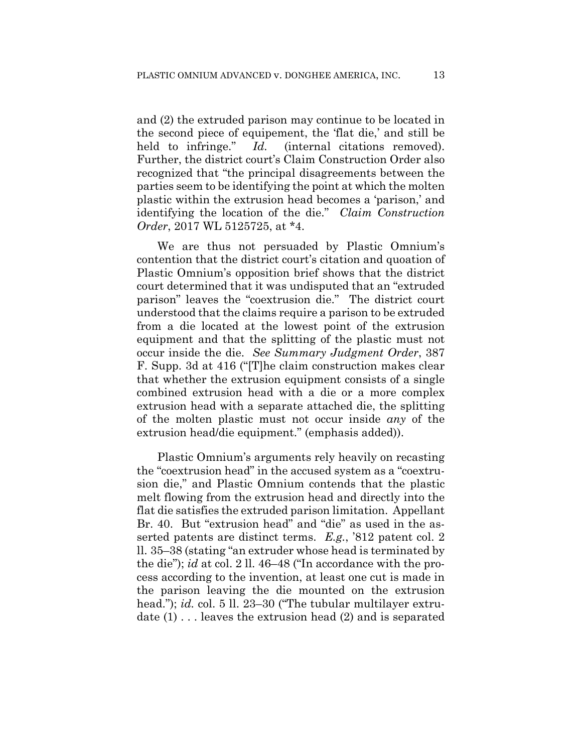and (2) the extruded parison may continue to be located in the second piece of equipement, the 'flat die,' and still be held to infringe." *Id.* (internal citations removed). Further, the district court's Claim Construction Order also recognized that "the principal disagreements between the parties seem to be identifying the point at which the molten plastic within the extrusion head becomes a 'parison,' and identifying the location of the die." *Claim Construction Order*, 2017 WL 5125725, at *4.

We are thus not persuaded by Plastic Omnium's contention that the district court's citation and quoation of Plastic Omnium's opposition brief shows that the district court determined that it was undisputed that an "extruded parison" leaves the "coextrusion die." The district court understood that the claims require a parison to be extruded from a die located at the lowest point of the extrusion equipment and that the splitting of the plastic must not occur inside the die. *See Summary Judgment Order*, 387 F. Supp. 3d at 416 ("[T]he claim construction makes clear that whether the extrusion equipment consists of a single combined extrusion head with a die or a more complex extrusion head with a separate attached die, the splitting of the molten plastic must not occur inside *any* of the extrusion head/die equipment." (emphasis added)).

Plastic Omnium's arguments rely heavily on recasting the "coextrusion head" in the accused system as a "coextrusion die," and Plastic Omnium contends that the plastic melt flowing from the extrusion head and directly into the flat die satisfies the extruded parison limitation. Appellant Br. 40. But "extrusion head" and "die" as used in the asserted patents are distinct terms. *E.g.*, '812 patent col. 2 ll. 35–38 (stating "an extruder whose head is terminated by the die"); *id* at col. 2 ll. 46–48 ("In accordance with the process according to the invention, at least one cut is made in the parison leaving the die mounted on the extrusion head."); *id.* col. 5 ll. 23–30 ("The tubular multilayer extrudate (1) . . . leaves the extrusion head (2) and is separated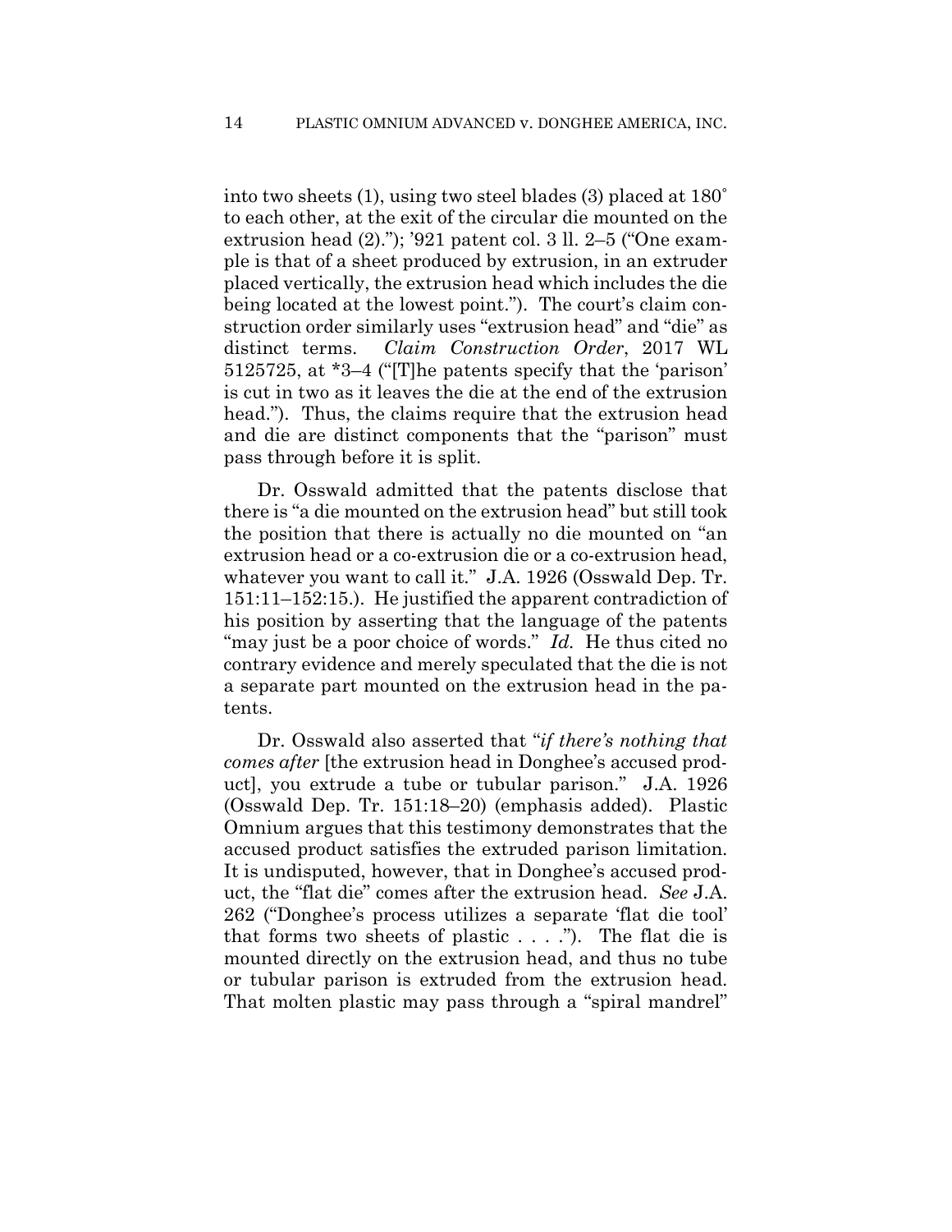into two sheets (1), using two steel blades (3) placed at 180˚ to each other, at the exit of the circular die mounted on the extrusion head (2)."); '921 patent col. 3 ll. 2–5 ("One example is that of a sheet produced by extrusion, in an extruder placed vertically, the extrusion head which includes the die being located at the lowest point."). The court's claim construction order similarly uses "extrusion head" and "die" as distinct terms. *Claim Construction Order*, 2017 WL 5125725, at *3–4 ("[T]he patents specify that the 'parison' is cut in two as it leaves the die at the end of the extrusion head."). Thus, the claims require that the extrusion head and die are distinct components that the "parison" must pass through before it is split.

Dr. Osswald admitted that the patents disclose that there is "a die mounted on the extrusion head" but still took the position that there is actually no die mounted on "an extrusion head or a co-extrusion die or a co-extrusion head, whatever you want to call it." J.A. 1926 (Osswald Dep. Tr. 151:11–152:15.). He justified the apparent contradiction of his position by asserting that the language of the patents "may just be a poor choice of words." *Id.* He thus cited no contrary evidence and merely speculated that the die is not a separate part mounted on the extrusion head in the patents.

Dr. Osswald also asserted that "*if there's nothing that comes after* [the extrusion head in Donghee's accused product], you extrude a tube or tubular parison." J.A. 1926 (Osswald Dep. Tr. 151:18–20) (emphasis added). Plastic Omnium argues that this testimony demonstrates that the accused product satisfies the extruded parison limitation. It is undisputed, however, that in Donghee's accused product, the "flat die" comes after the extrusion head. *See* J.A. 262 ("Donghee's process utilizes a separate 'flat die tool' that forms two sheets of plastic . . . ."). The flat die is mounted directly on the extrusion head, and thus no tube or tubular parison is extruded from the extrusion head. That molten plastic may pass through a "spiral mandrel"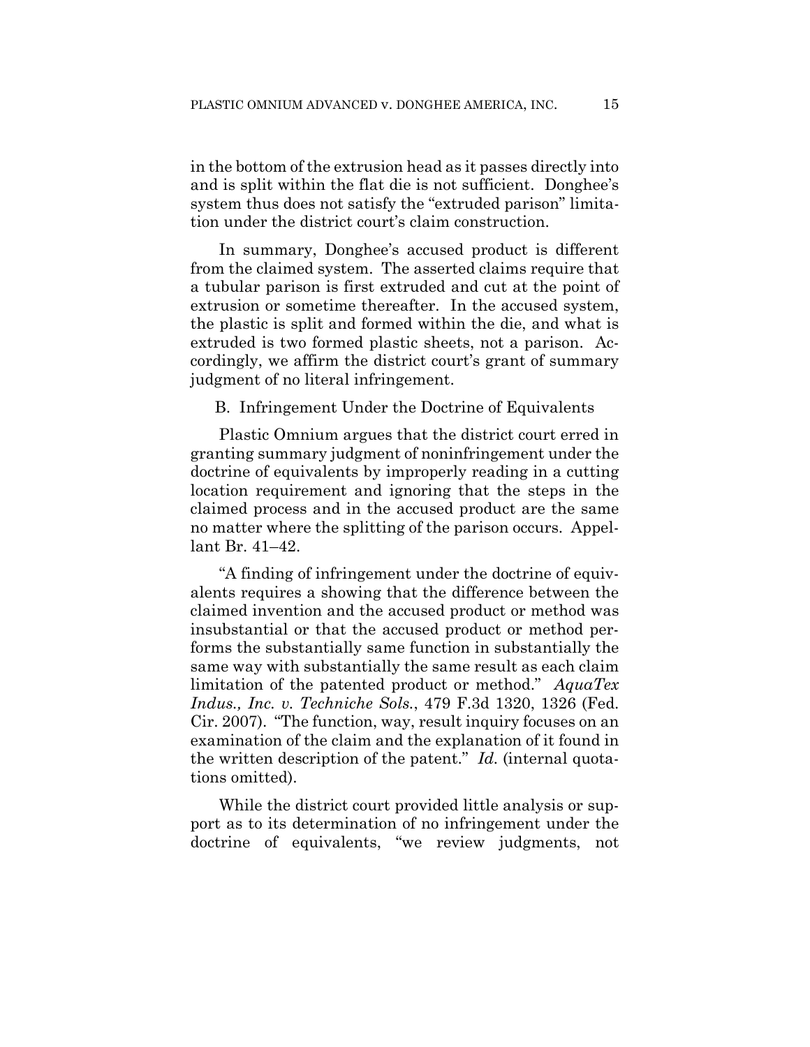in the bottom of the extrusion head as it passes directly into and is split within the flat die is not sufficient. Donghee's system thus does not satisfy the "extruded parison" limitation under the district court's claim construction.

In summary, Donghee's accused product is different from the claimed system. The asserted claims require that a tubular parison is first extruded and cut at the point of extrusion or sometime thereafter. In the accused system, the plastic is split and formed within the die, and what is extruded is two formed plastic sheets, not a parison. Accordingly, we affirm the district court's grant of summary judgment of no literal infringement.

## B. Infringement Under the Doctrine of Equivalents

Plastic Omnium argues that the district court erred in granting summary judgment of noninfringement under the doctrine of equivalents by improperly reading in a cutting location requirement and ignoring that the steps in the claimed process and in the accused product are the same no matter where the splitting of the parison occurs. Appellant Br. 41–42.

"A finding of infringement under the doctrine of equivalents requires a showing that the difference between the claimed invention and the accused product or method was insubstantial or that the accused product or method performs the substantially same function in substantially the same way with substantially the same result as each claim limitation of the patented product or method." *AquaTex Indus., Inc. v. Techniche Sols.*, 479 F.3d 1320, 1326 (Fed. Cir. 2007). "The function, way, result inquiry focuses on an examination of the claim and the explanation of it found in the written description of the patent." *Id.* (internal quotations omitted).

While the district court provided little analysis or support as to its determination of no infringement under the doctrine of equivalents, "we review judgments, not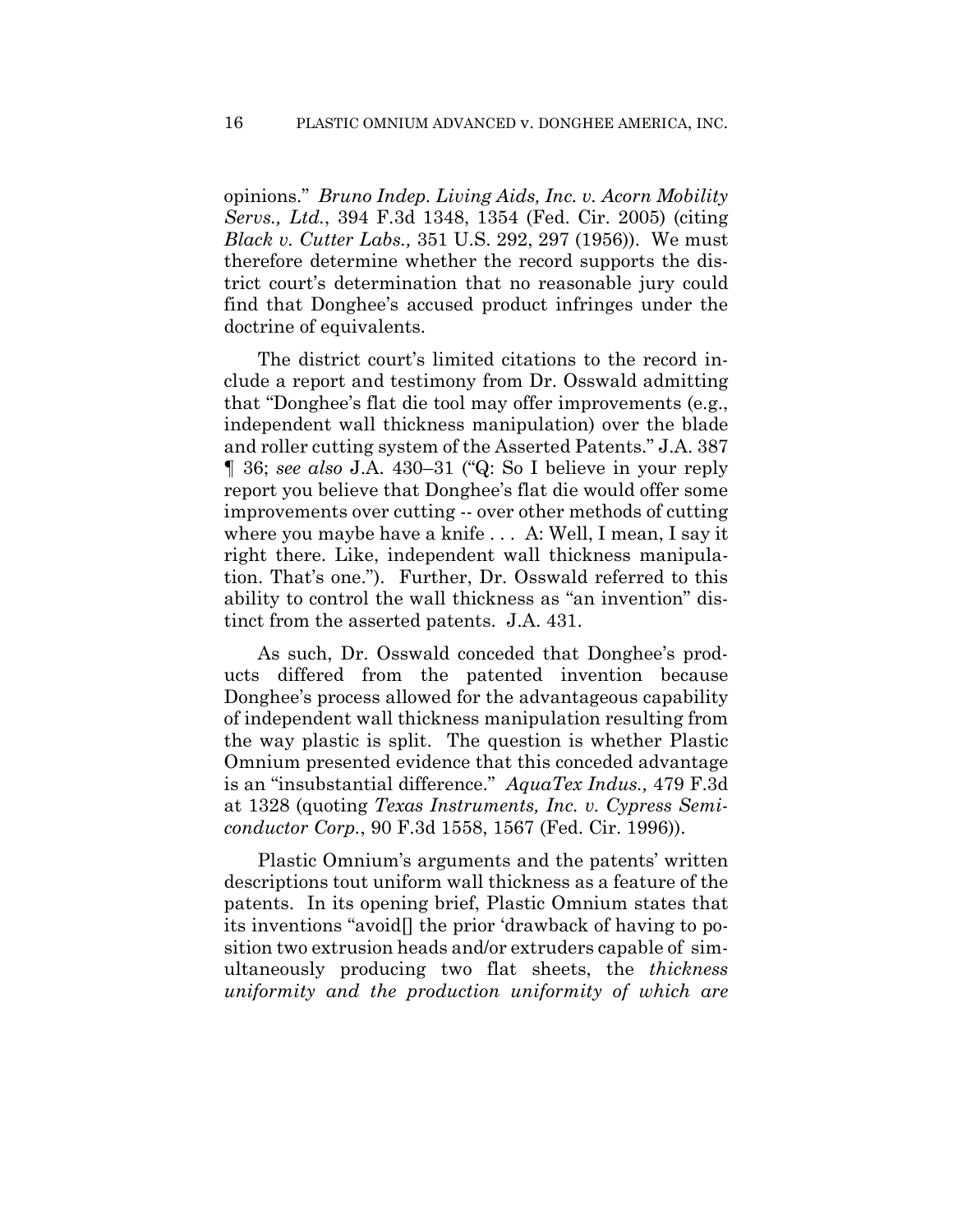opinions." *Bruno Indep. Living Aids, Inc. v. Acorn Mobility Servs., Ltd.*, 394 F.3d 1348, 1354 (Fed. Cir. 2005) (citing *Black v. Cutter Labs.,* 351 U.S. 292, 297 (1956)). We must therefore determine whether the record supports the district court's determination that no reasonable jury could find that Donghee's accused product infringes under the doctrine of equivalents.

The district court's limited citations to the record include a report and testimony from Dr. Osswald admitting that "Donghee's flat die tool may offer improvements (e.g., independent wall thickness manipulation) over the blade and roller cutting system of the Asserted Patents." J.A. 387 ¶ 36; *see also* J.A. 430–31 ("Q: So I believe in your reply report you believe that Donghee's flat die would offer some improvements over cutting -- over other methods of cutting where you maybe have a knife . . . A: Well, I mean, I say it right there. Like, independent wall thickness manipulation. That's one."). Further, Dr. Osswald referred to this ability to control the wall thickness as "an invention" distinct from the asserted patents. J.A. 431.

As such, Dr. Osswald conceded that Donghee's products differed from the patented invention because Donghee's process allowed for the advantageous capability of independent wall thickness manipulation resulting from the way plastic is split. The question is whether Plastic Omnium presented evidence that this conceded advantage is an "insubstantial difference." *AquaTex Indus.,* 479 F.3d at 1328 (quoting *Texas Instruments, Inc. v. Cypress Semiconductor Corp.*, 90 F.3d 1558, 1567 (Fed. Cir. 1996)).

Plastic Omnium's arguments and the patents' written descriptions tout uniform wall thickness as a feature of the patents. In its opening brief, Plastic Omnium states that its inventions "avoid[] the prior 'drawback of having to position two extrusion heads and/or extruders capable of simultaneously producing two flat sheets, the *thickness uniformity and the production uniformity of which are*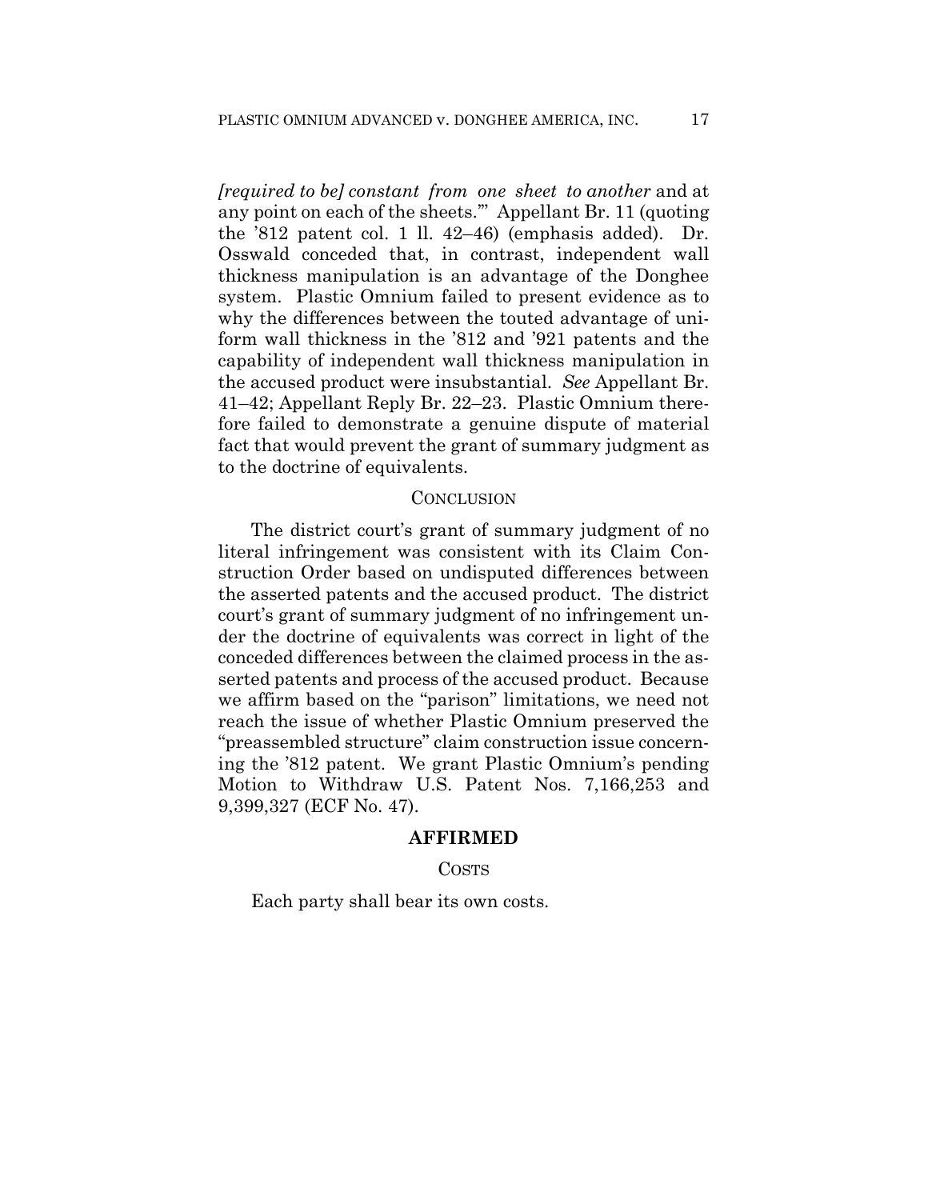*[required to be] constant from one sheet to another* and at any point on each of the sheets.'" Appellant Br. 11 (quoting the '812 patent col. 1 ll. 42–46) (emphasis added). Dr. Osswald conceded that, in contrast, independent wall thickness manipulation is an advantage of the Donghee system. Plastic Omnium failed to present evidence as to why the differences between the touted advantage of uniform wall thickness in the '812 and '921 patents and the capability of independent wall thickness manipulation in the accused product were insubstantial. *See* Appellant Br. 41–42; Appellant Reply Br. 22–23. Plastic Omnium therefore failed to demonstrate a genuine dispute of material fact that would prevent the grant of summary judgment as to the doctrine of equivalents.

## CONCLUSION

The district court's grant of summary judgment of no literal infringement was consistent with its Claim Construction Order based on undisputed differences between the asserted patents and the accused product. The district court's grant of summary judgment of no infringement under the doctrine of equivalents was correct in light of the conceded differences between the claimed process in the asserted patents and process of the accused product. Because we affirm based on the "parison" limitations, we need not reach the issue of whether Plastic Omnium preserved the "preassembled structure" claim construction issue concerning the '812 patent. We grant Plastic Omnium's pending Motion to Withdraw U.S. Patent Nos. 7,166,253 and 9,399,327 (ECF No. 47).

## AFFIRMED

## COSTS

Each party shall bear its own costs.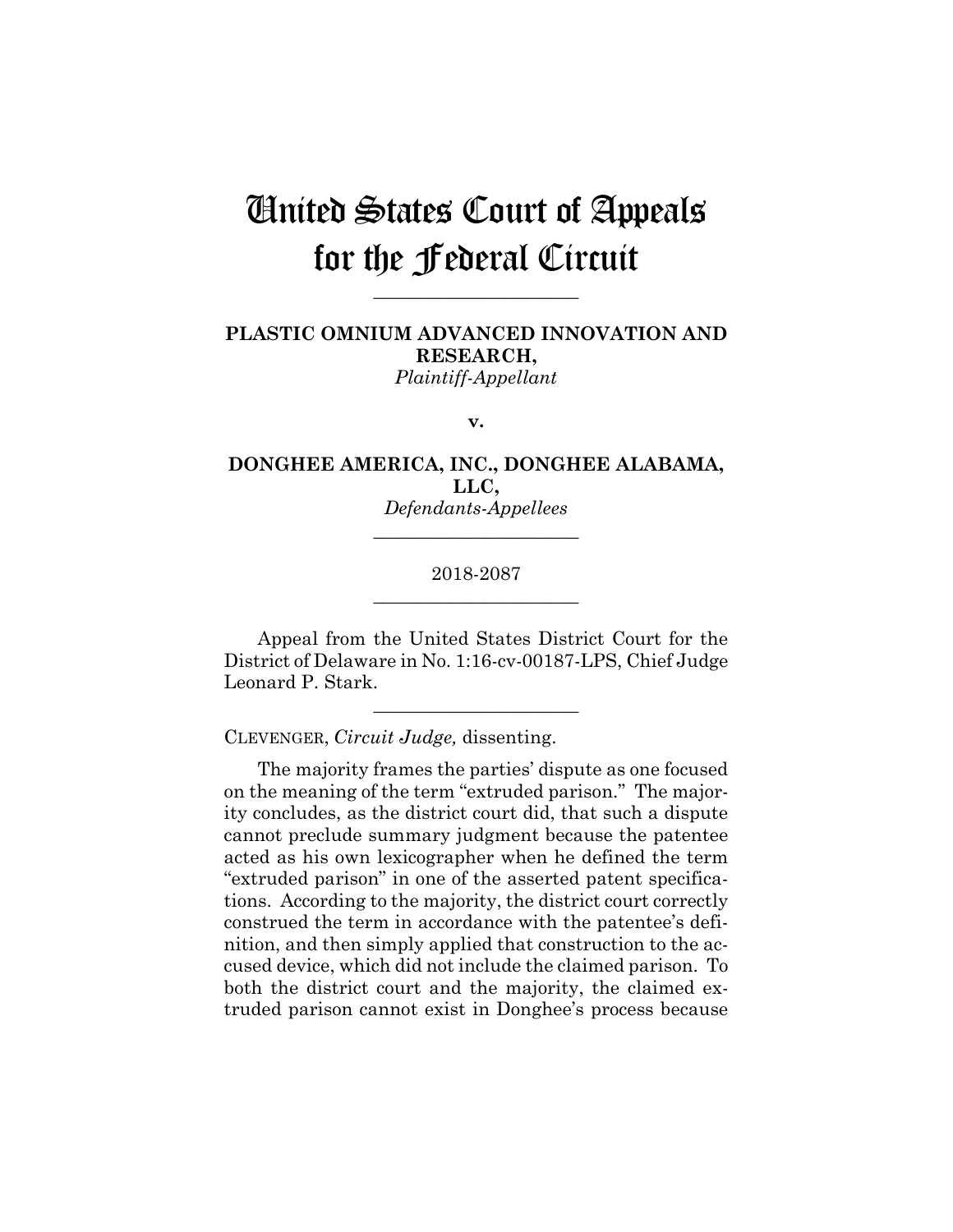# United States Court of Appeals for the Federal Circuit

______________________

**PLASTIC OMNIUM ADVANCED INNOVATION AND RESEARCH,**
*Plaintiff-Appellant*

**v.**

**DONGHEE AMERICA, INC., DONGHEE ALABAMA, LLC,**
*Defendants-Appellees*

______________________

2018-2087

______________________

Appeal from the United States District Court for the District of Delaware in No. 1:16-cv-00187-LPS, Chief Judge Leonard P. Stark.

______________________

CLEVENGER, *Circuit Judge,* dissenting.

The majority frames the parties' dispute as one focused on the meaning of the term "extruded parison." The majority concludes, as the district court did, that such a dispute cannot preclude summary judgment because the patentee acted as his own lexicographer when he defined the term "extruded parison" in one of the asserted patent specifications. According to the majority, the district court correctly construed the term in accordance with the patentee's definition, and then simply applied that construction to the accused device, which did not include the claimed parison. To both the district court and the majority, the claimed extruded parison cannot exist in Donghee's process because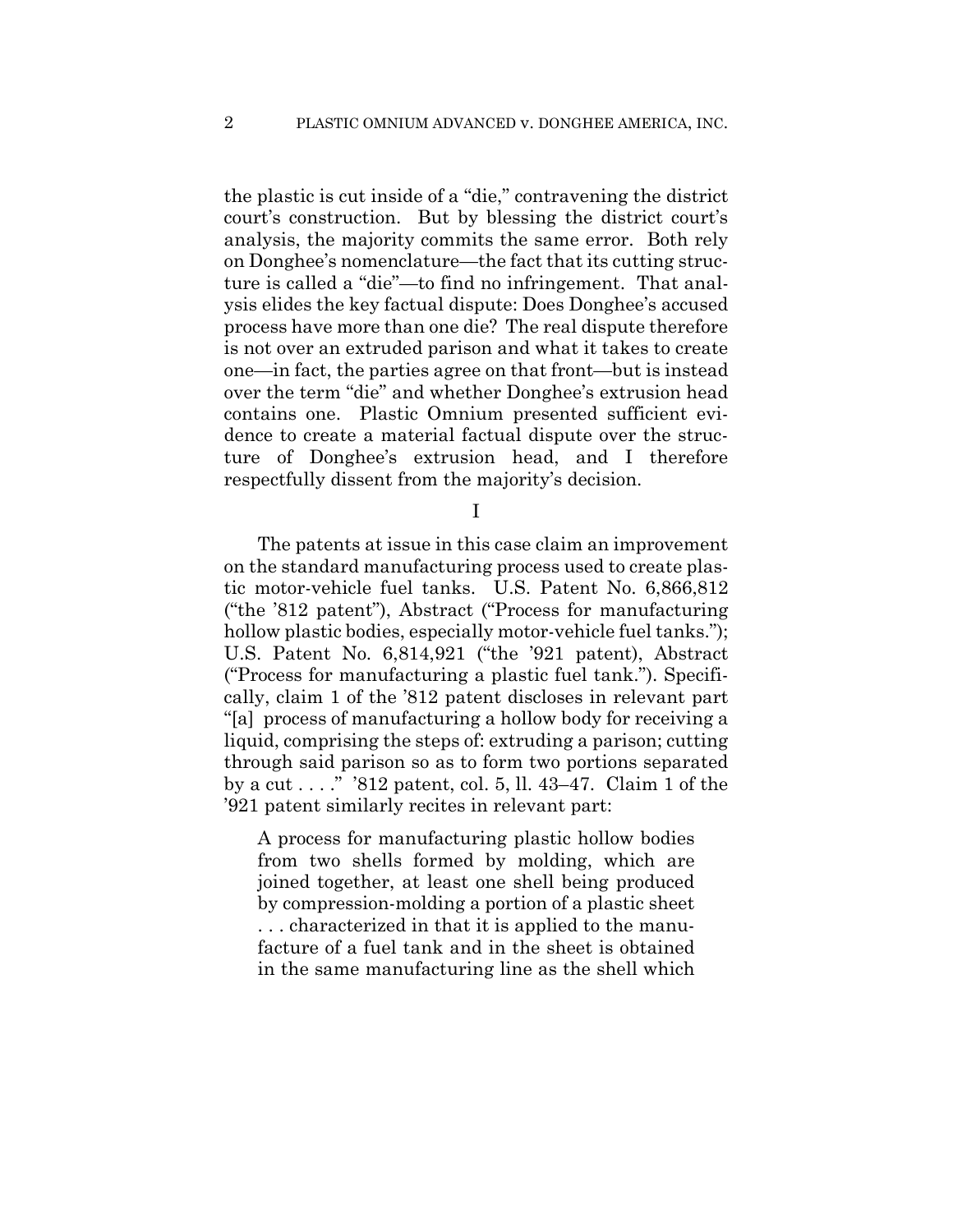the plastic is cut inside of a "die," contravening the district court's construction. But by blessing the district court's analysis, the majority commits the same error. Both rely on Donghee's nomenclature—the fact that its cutting structure is called a "die"—to find no infringement. That analysis elides the key factual dispute: Does Donghee's accused process have more than one die? The real dispute therefore is not over an extruded parison and what it takes to create one—in fact, the parties agree on that front—but is instead over the term "die" and whether Donghee's extrusion head contains one. Plastic Omnium presented sufficient evidence to create a material factual dispute over the structure of Donghee's extrusion head, and I therefore respectfully dissent from the majority's decision.

I

The patents at issue in this case claim an improvement on the standard manufacturing process used to create plastic motor-vehicle fuel tanks. U.S. Patent No. 6,866,812 ("the '812 patent"), Abstract ("Process for manufacturing hollow plastic bodies, especially motor-vehicle fuel tanks."); U.S. Patent No. 6,814,921 ("the '921 patent), Abstract ("Process for manufacturing a plastic fuel tank."). Specifically, claim 1 of the '812 patent discloses in relevant part "[a] process of manufacturing a hollow body for receiving a liquid, comprising the steps of: extruding a parison; cutting through said parison so as to form two portions separated by a cut . . . ." '812 patent, col. 5, ll. 43–47. Claim 1 of the '921 patent similarly recites in relevant part:

> A process for manufacturing plastic hollow bodies from two shells formed by molding, which are joined together, at least one shell being produced by compression-molding a portion of a plastic sheet . . . characterized in that it is applied to the manufacture of a fuel tank and in the sheet is obtained in the same manufacturing line as the shell which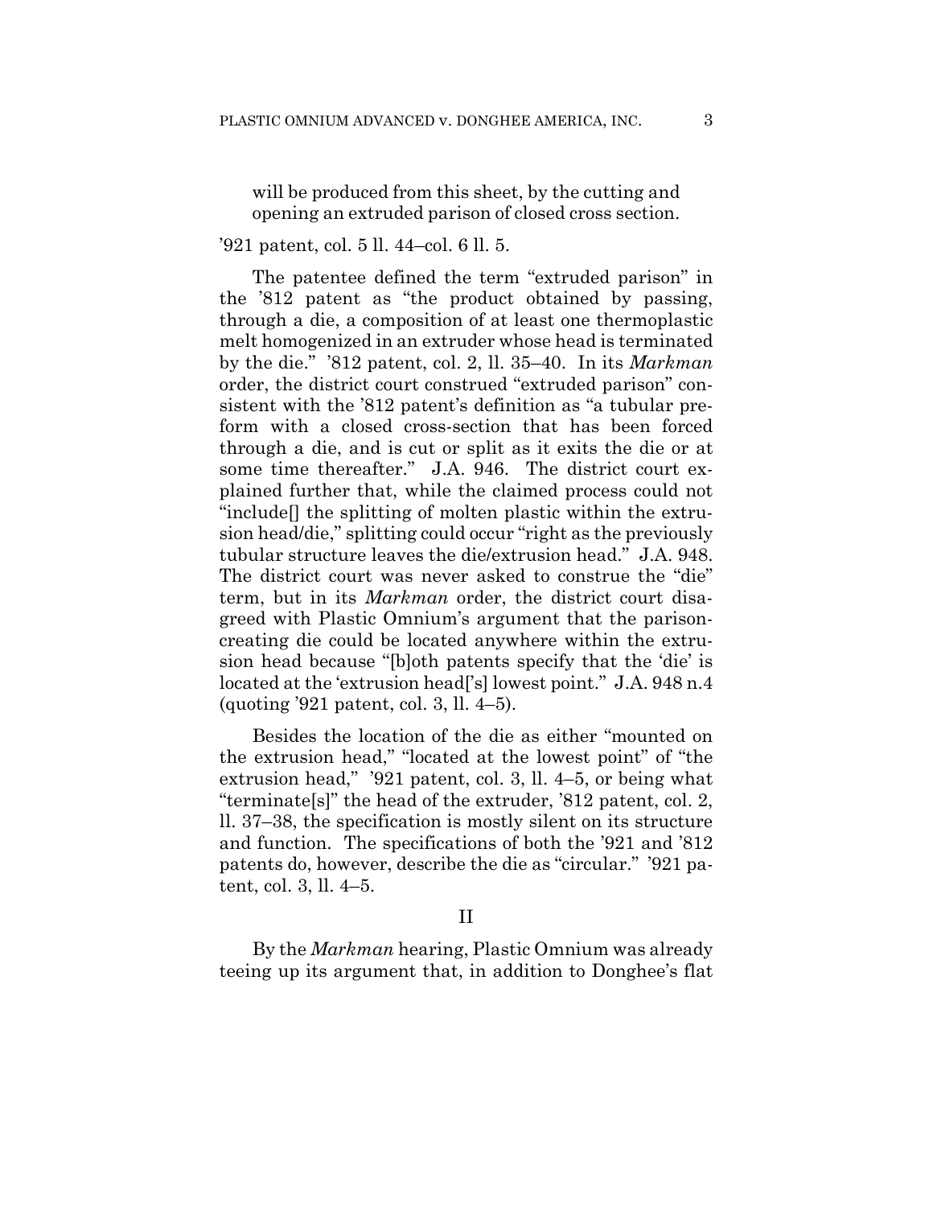will be produced from this sheet, by the cutting and opening an extruded parison of closed cross section.

’921 patent, col. 5 ll. 44–col. 6 ll. 5.

The patentee defined the term “extruded parison” in the ’812 patent as “the product obtained by passing, through a die, a composition of at least one thermoplastic melt homogenized in an extruder whose head is terminated by the die.” ’812 patent, col. 2, ll. 35–40. In its *Markman* order, the district court construed “extruded parison” consistent with the ’812 patent’s definition as “a tubular preform with a closed cross-section that has been forced through a die, and is cut or split as it exits the die or at some time thereafter.” J.A. 946. The district court explained further that, while the claimed process could not “include[] the splitting of molten plastic within the extrusion head/die,” splitting could occur “right as the previously tubular structure leaves the die/extrusion head.” J.A. 948. The district court was never asked to construe the “die” term, but in its *Markman* order, the district court disagreed with Plastic Omnium’s argument that the parison-creating die could be located anywhere within the extrusion head because “[b]oth patents specify that the ‘die’ is located at the ‘extrusion head[’s] lowest point.” J.A. 948 n.4 (quoting ’921 patent, col. 3, ll. 4–5).

Besides the location of the die as either “mounted on the extrusion head,” “located at the lowest point” of “the extrusion head,” ’921 patent, col. 3, ll. 4–5, or being what “terminate[s]” the head of the extruder, ’812 patent, col. 2, ll. 37–38, the specification is mostly silent on its structure and function. The specifications of both the ’921 and ’812 patents do, however, describe the die as “circular.” ’921 patent, col. 3, ll. 4–5.

## II

By the *Markman* hearing, Plastic Omnium was already teeing up its argument that, in addition to Donghee’s flat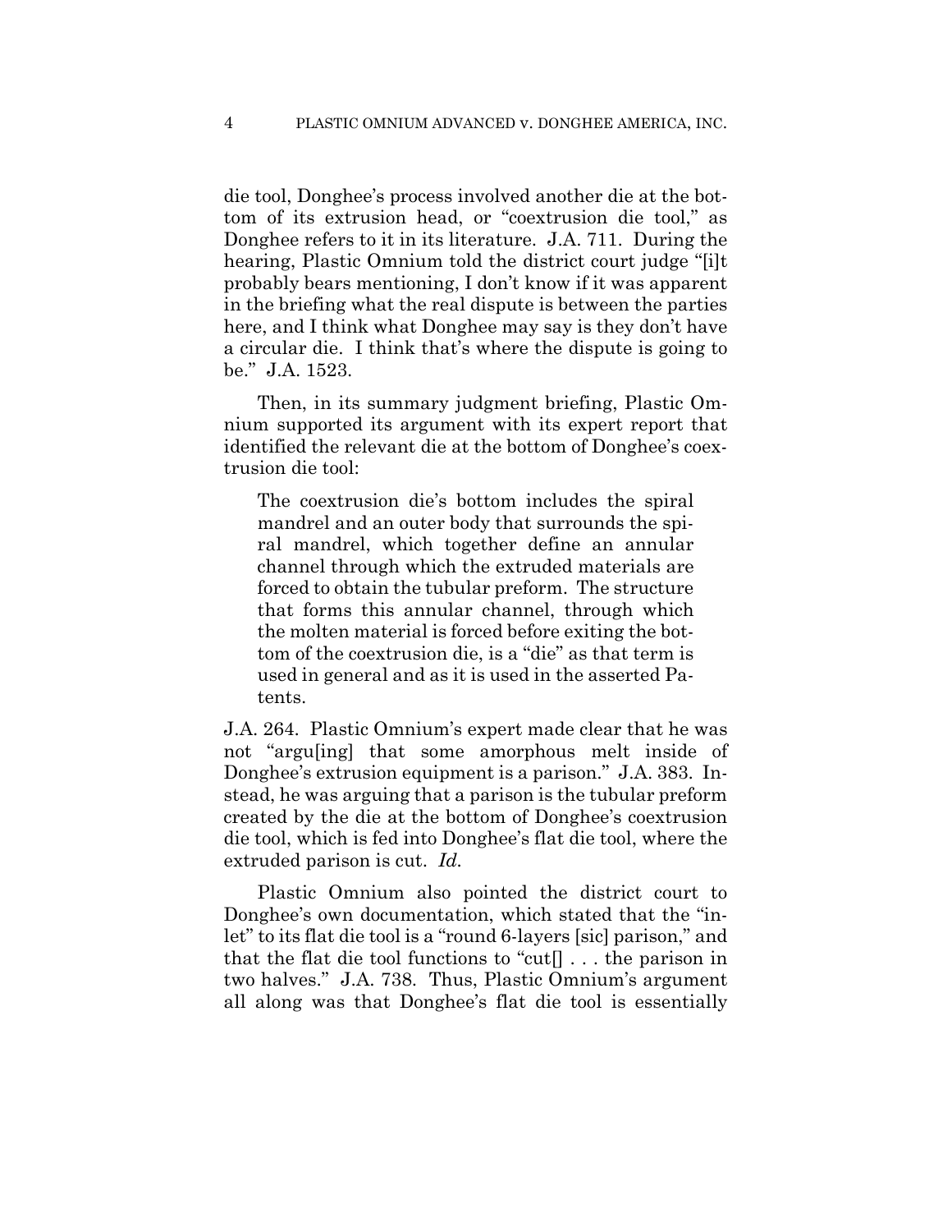die tool, Donghee's process involved another die at the bottom of its extrusion head, or "coextrusion die tool," as Donghee refers to it in its literature. J.A. 711. During the hearing, Plastic Omnium told the district court judge "[i]t probably bears mentioning, I don't know if it was apparent in the briefing what the real dispute is between the parties here, and I think what Donghee may say is they don't have a circular die. I think that's where the dispute is going to be." J.A. 1523.

Then, in its summary judgment briefing, Plastic Omnium supported its argument with its expert report that identified the relevant die at the bottom of Donghee's coextrusion die tool:

> The coextrusion die's bottom includes the spiral mandrel and an outer body that surrounds the spiral mandrel, which together define an annular channel through which the extruded materials are forced to obtain the tubular preform. The structure that forms this annular channel, through which the molten material is forced before exiting the bottom of the coextrusion die, is a "die" as that term is used in general and as it is used in the asserted Patents.

J.A. 264. Plastic Omnium's expert made clear that he was not "argu[ing] that some amorphous melt inside of Donghee's extrusion equipment is a parison." J.A. 383. Instead, he was arguing that a parison is the tubular preform created by the die at the bottom of Donghee's coextrusion die tool, which is fed into Donghee's flat die tool, where the extruded parison is cut. *Id.*

Plastic Omnium also pointed the district court to Donghee's own documentation, which stated that the "inlet" to its flat die tool is a "round 6-layers [sic] parison," and that the flat die tool functions to "cut[] . . . the parison in two halves." J.A. 738. Thus, Plastic Omnium's argument all along was that Donghee's flat die tool is essentially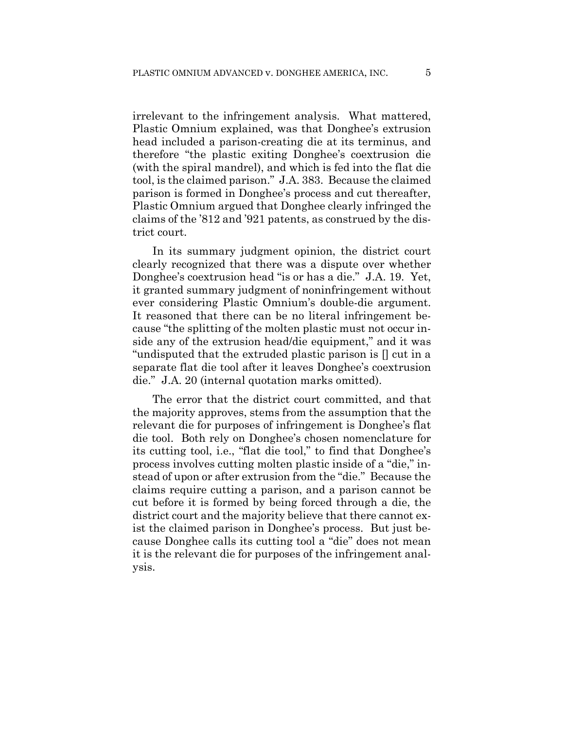irrelevant to the infringement analysis. What mattered, Plastic Omnium explained, was that Donghee's extrusion head included a parison-creating die at its terminus, and therefore "the plastic exiting Donghee's coextrusion die (with the spiral mandrel), and which is fed into the flat die tool, is the claimed parison." J.A. 383. Because the claimed parison is formed in Donghee's process and cut thereafter, Plastic Omnium argued that Donghee clearly infringed the claims of the '812 and '921 patents, as construed by the district court.

In its summary judgment opinion, the district court clearly recognized that there was a dispute over whether Donghee's coextrusion head "is or has a die." J.A. 19. Yet, it granted summary judgment of noninfringement without ever considering Plastic Omnium's double-die argument. It reasoned that there can be no literal infringement because "the splitting of the molten plastic must not occur inside any of the extrusion head/die equipment," and it was "undisputed that the extruded plastic parison is [] cut in a separate flat die tool after it leaves Donghee's coextrusion die." J.A. 20 (internal quotation marks omitted).

The error that the district court committed, and that the majority approves, stems from the assumption that the relevant die for purposes of infringement is Donghee's flat die tool. Both rely on Donghee's chosen nomenclature for its cutting tool, i.e., "flat die tool," to find that Donghee's process involves cutting molten plastic inside of a "die," instead of upon or after extrusion from the "die." Because the claims require cutting a parison, and a parison cannot be cut before it is formed by being forced through a die, the district court and the majority believe that there cannot exist the claimed parison in Donghee's process. But just because Donghee calls its cutting tool a "die" does not mean it is the relevant die for purposes of the infringement analysis.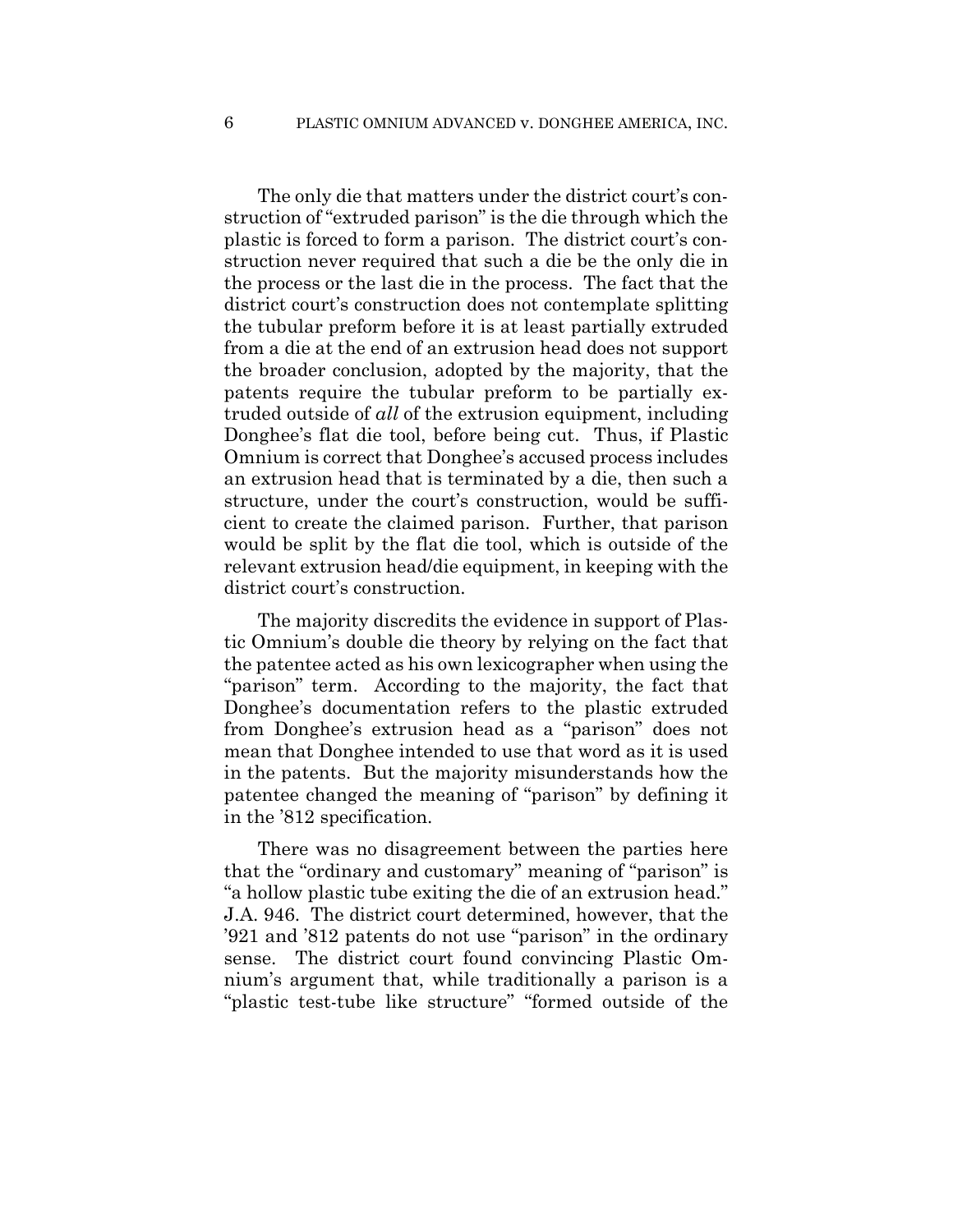The only die that matters under the district court's construction of "extruded parison" is the die through which the plastic is forced to form a parison. The district court's construction never required that such a die be the only die in the process or the last die in the process. The fact that the district court's construction does not contemplate splitting the tubular preform before it is at least partially extruded from a die at the end of an extrusion head does not support the broader conclusion, adopted by the majority, that the patents require the tubular preform to be partially extruded outside of *all* of the extrusion equipment, including Donghee's flat die tool, before being cut. Thus, if Plastic Omnium is correct that Donghee's accused process includes an extrusion head that is terminated by a die, then such a structure, under the court's construction, would be sufficient to create the claimed parison. Further, that parison would be split by the flat die tool, which is outside of the relevant extrusion head/die equipment, in keeping with the district court's construction.

The majority discredits the evidence in support of Plastic Omnium's double die theory by relying on the fact that the patentee acted as his own lexicographer when using the "parison" term. According to the majority, the fact that Donghee's documentation refers to the plastic extruded from Donghee's extrusion head as a "parison" does not mean that Donghee intended to use that word as it is used in the patents. But the majority misunderstands how the patentee changed the meaning of "parison" by defining it in the '812 specification.

There was no disagreement between the parties here that the "ordinary and customary" meaning of "parison" is "a hollow plastic tube exiting the die of an extrusion head." J.A. 946. The district court determined, however, that the '921 and '812 patents do not use "parison" in the ordinary sense. The district court found convincing Plastic Omnium's argument that, while traditionally a parison is a "plastic test-tube like structure" "formed outside of the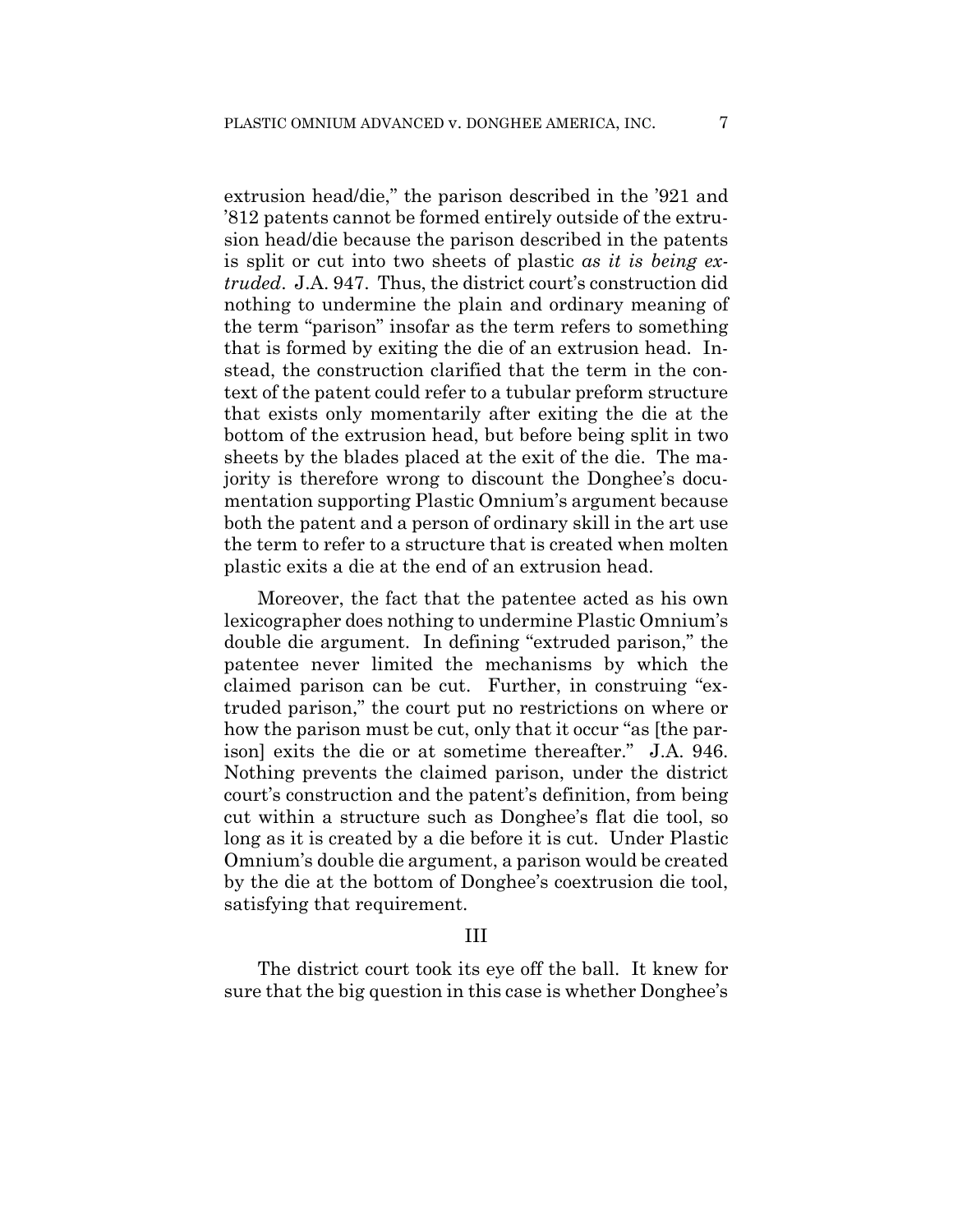extrusion head/die," the parison described in the '921 and '812 patents cannot be formed entirely outside of the extrusion head/die because the parison described in the patents is split or cut into two sheets of plastic *as it is being extruded*. J.A. 947. Thus, the district court's construction did nothing to undermine the plain and ordinary meaning of the term "parison" insofar as the term refers to something that is formed by exiting the die of an extrusion head. Instead, the construction clarified that the term in the context of the patent could refer to a tubular preform structure that exists only momentarily after exiting the die at the bottom of the extrusion head, but before being split in two sheets by the blades placed at the exit of the die. The majority is therefore wrong to discount the Donghee's documentation supporting Plastic Omnium's argument because both the patent and a person of ordinary skill in the art use the term to refer to a structure that is created when molten plastic exits a die at the end of an extrusion head.

Moreover, the fact that the patentee acted as his own lexicographer does nothing to undermine Plastic Omnium's double die argument. In defining "extruded parison," the patentee never limited the mechanisms by which the claimed parison can be cut. Further, in construing "extruded parison," the court put no restrictions on where or how the parison must be cut, only that it occur "as [the parison] exits the die or at sometime thereafter." J.A. 946. Nothing prevents the claimed parison, under the district court's construction and the patent's definition, from being cut within a structure such as Donghee's flat die tool, so long as it is created by a die before it is cut. Under Plastic Omnium's double die argument, a parison would be created by the die at the bottom of Donghee's coextrusion die tool, satisfying that requirement.

## III

The district court took its eye off the ball. It knew for sure that the big question in this case is whether Donghee's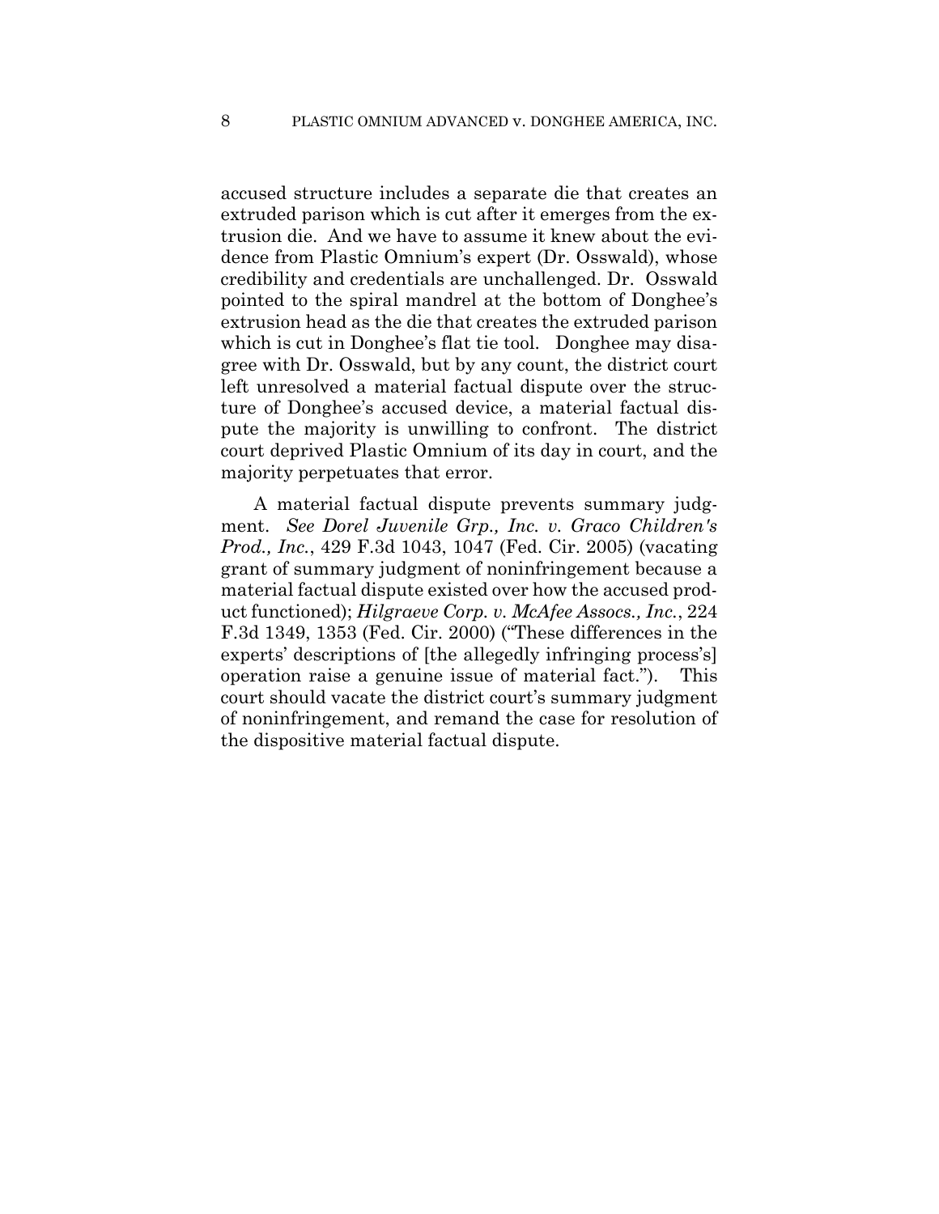accused structure includes a separate die that creates an extruded parison which is cut after it emerges from the extrusion die. And we have to assume it knew about the evidence from Plastic Omnium's expert (Dr. Osswald), whose credibility and credentials are unchallenged. Dr. Osswald pointed to the spiral mandrel at the bottom of Donghee's extrusion head as the die that creates the extruded parison which is cut in Donghee's flat tie tool. Donghee may disagree with Dr. Osswald, but by any count, the district court left unresolved a material factual dispute over the structure of Donghee's accused device, a material factual dispute the majority is unwilling to confront. The district court deprived Plastic Omnium of its day in court, and the majority perpetuates that error.

A material factual dispute prevents summary judgment. *See Dorel Juvenile Grp., Inc. v. Graco Children's Prod., Inc.*, 429 F.3d 1043, 1047 (Fed. Cir. 2005) (vacating grant of summary judgment of noninfringement because a material factual dispute existed over how the accused product functioned); *Hilgraeve Corp. v. McAfee Assocs., Inc.*, 224 F.3d 1349, 1353 (Fed. Cir. 2000) ("These differences in the experts' descriptions of [the allegedly infringing process's] operation raise a genuine issue of material fact."). This court should vacate the district court's summary judgment of noninfringement, and remand the case for resolution of the dispositive material factual dispute.